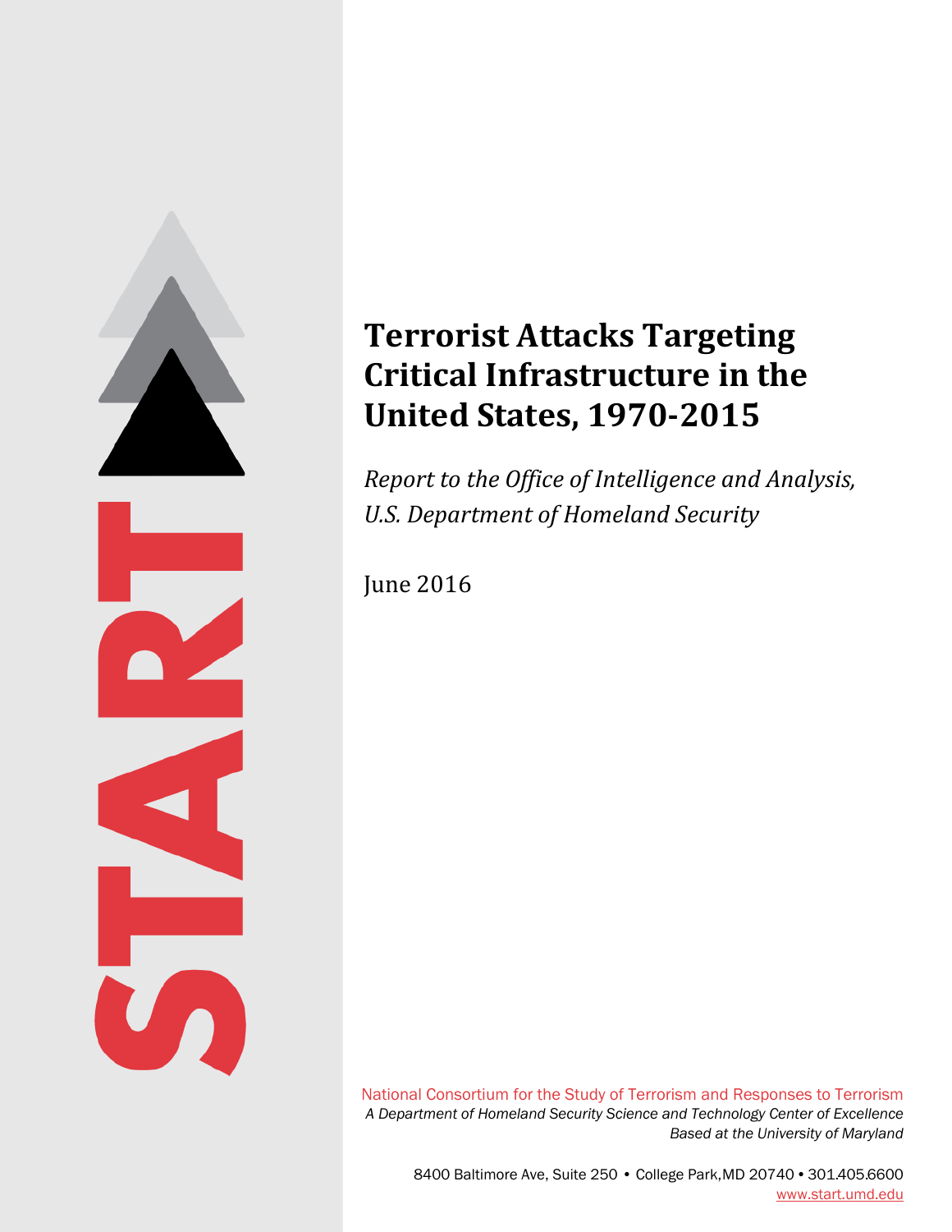# Terrorist Attacks Targeting Critical Infrastructure in the United States, 1970-2015

*Report to the Office of Intelligence and Analysis, U.S. Department of Homeland Security*

June 2016

National Consortium for the Study of Terrorism and Responses to Terrorism
*A Department of Homeland Security Science and Technology Center of Excellence*
*Based at the University of Maryland*

8400 Baltimore Ave, Suite 250 • College Park,MD 20740 • 301.405.6600
www.start.umd.edu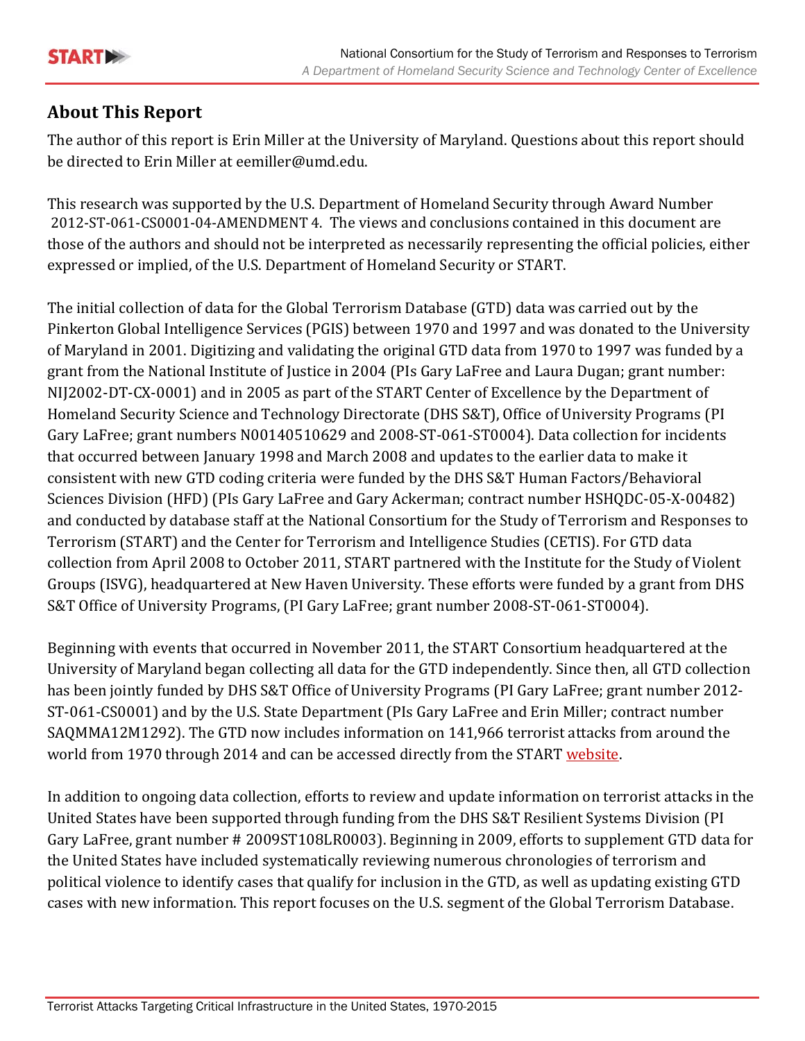## About This Report

The author of this report is Erin Miller at the University of Maryland. Questions about this report should be directed to Erin Miller at eemiller@umd.edu.

This research was supported by the U.S. Department of Homeland Security through Award Number 2012-ST-061-CS0001-04-AMENDMENT 4. The views and conclusions contained in this document are those of the authors and should not be interpreted as necessarily representing the official policies, either expressed or implied, of the U.S. Department of Homeland Security or START.

The initial collection of data for the Global Terrorism Database (GTD) data was carried out by the Pinkerton Global Intelligence Services (PGIS) between 1970 and 1997 and was donated to the University of Maryland in 2001. Digitizing and validating the original GTD data from 1970 to 1997 was funded by a grant from the National Institute of Justice in 2004 (PIs Gary LaFree and Laura Dugan; grant number: NIJ2002-DT-CX-0001) and in 2005 as part of the START Center of Excellence by the Department of Homeland Security Science and Technology Directorate (DHS S&T), Office of University Programs (PI Gary LaFree; grant numbers N00140510629 and 2008-ST-061-ST0004). Data collection for incidents that occurred between January 1998 and March 2008 and updates to the earlier data to make it consistent with new GTD coding criteria were funded by the DHS S&T Human Factors/Behavioral Sciences Division (HFD) (PIs Gary LaFree and Gary Ackerman; contract number HSHQDC-05-X-00482) and conducted by database staff at the National Consortium for the Study of Terrorism and Responses to Terrorism (START) and the Center for Terrorism and Intelligence Studies (CETIS). For GTD data collection from April 2008 to October 2011, START partnered with the Institute for the Study of Violent Groups (ISVG), headquartered at New Haven University. These efforts were funded by a grant from DHS S&T Office of University Programs, (PI Gary LaFree; grant number 2008-ST-061-ST0004).

Beginning with events that occurred in November 2011, the START Consortium headquartered at the University of Maryland began collecting all data for the GTD independently. Since then, all GTD collection has been jointly funded by DHS S&T Office of University Programs (PI Gary LaFree; grant number 2012-ST-061-CS0001) and by the U.S. State Department (PIs Gary LaFree and Erin Miller; contract number SAQMMA12M1292). The GTD now includes information on 141,966 terrorist attacks from around the world from 1970 through 2014 and can be accessed directly from the START website.

In addition to ongoing data collection, efforts to review and update information on terrorist attacks in the United States have been supported through funding from the DHS S&T Resilient Systems Division (PI Gary LaFree, grant number # 2009ST108LR0003). Beginning in 2009, efforts to supplement GTD data for the United States have included systematically reviewing numerous chronologies of terrorism and political violence to identify cases that qualify for inclusion in the GTD, as well as updating existing GTD cases with new information. This report focuses on the U.S. segment of the Global Terrorism Database.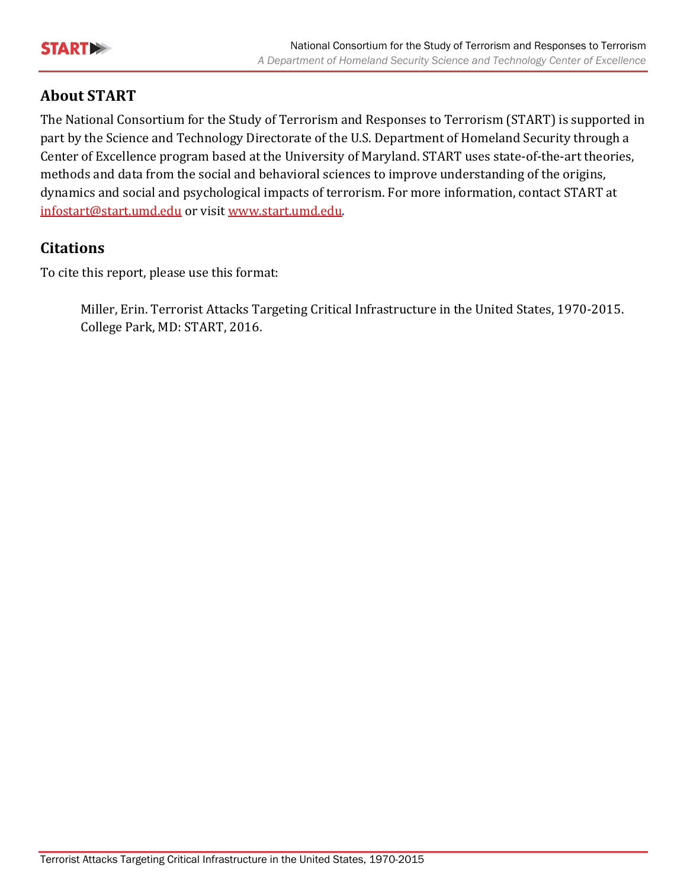## About START

The National Consortium for the Study of Terrorism and Responses to Terrorism (START) is supported in part by the Science and Technology Directorate of the U.S. Department of Homeland Security through a Center of Excellence program based at the University of Maryland. START uses state-of-the-art theories, methods and data from the social and behavioral sciences to improve understanding of the origins, dynamics and social and psychological impacts of terrorism. For more information, contact START at infostart@start.umd.edu or visit www.start.umd.edu.

## Citations

To cite this report, please use this format:

> Miller, Erin. Terrorist Attacks Targeting Critical Infrastructure in the United States, 1970-2015. College Park, MD: START, 2016.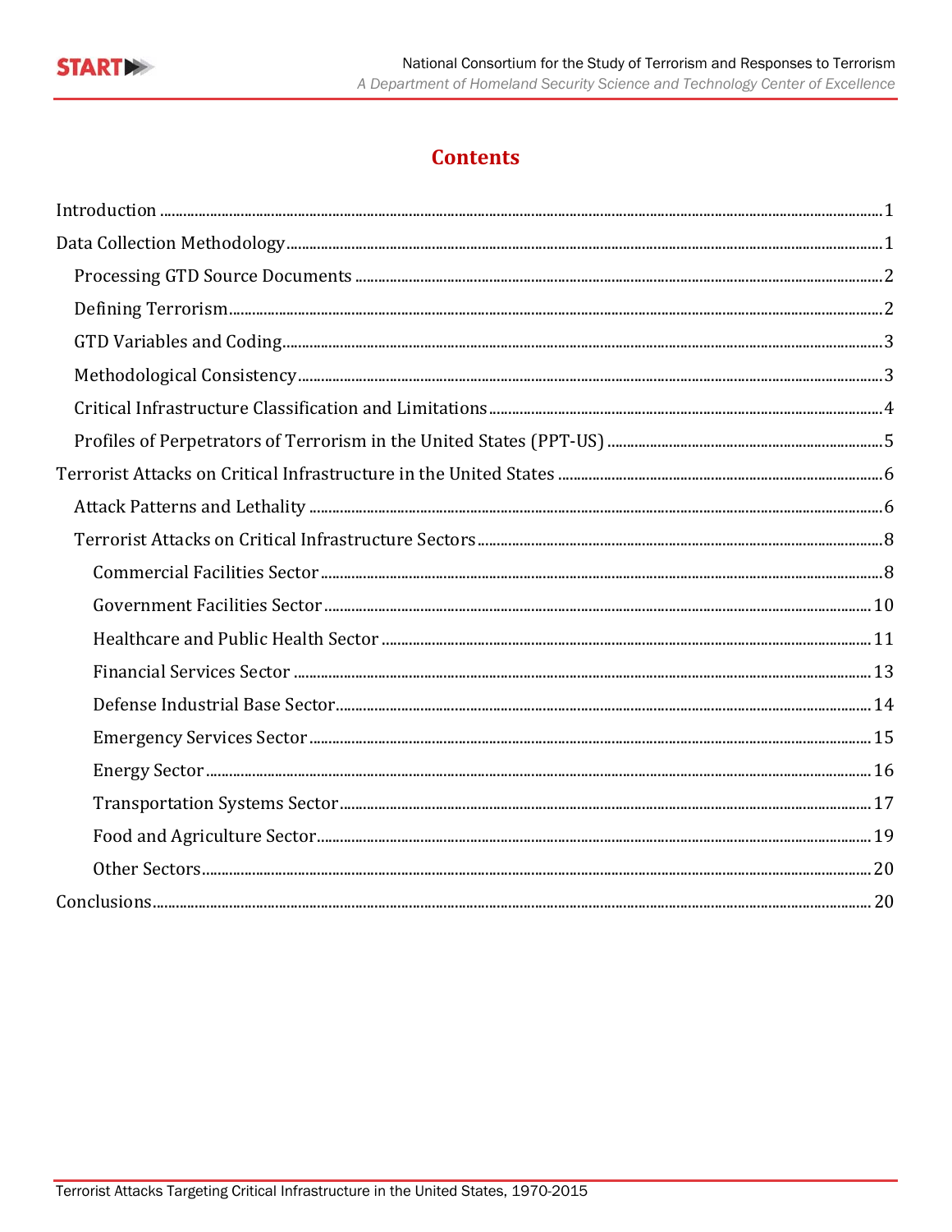# Contents

- Introduction ..... 1
- Data Collection Methodology ..... 1
  - Processing GTD Source Documents ..... 2
  - Defining Terrorism ..... 2
  - GTD Variables and Coding ..... 3
  - Methodological Consistency ..... 3
  - Critical Infrastructure Classification and Limitations ..... 4
  - Profiles of Perpetrators of Terrorism in the United States (PPT-US) ..... 5
- Terrorist Attacks on Critical Infrastructure in the United States ..... 6
  - Attack Patterns and Lethality ..... 6
  - Terrorist Attacks on Critical Infrastructure Sectors ..... 8
    - Commercial Facilities Sector ..... 8
    - Government Facilities Sector ..... 10
    - Healthcare and Public Health Sector ..... 11
    - Financial Services Sector ..... 13
    - Defense Industrial Base Sector ..... 14
    - Emergency Services Sector ..... 15
    - Energy Sector ..... 16
    - Transportation Systems Sector ..... 17
    - Food and Agriculture Sector ..... 19
    - Other Sectors ..... 20
- Conclusions ..... 20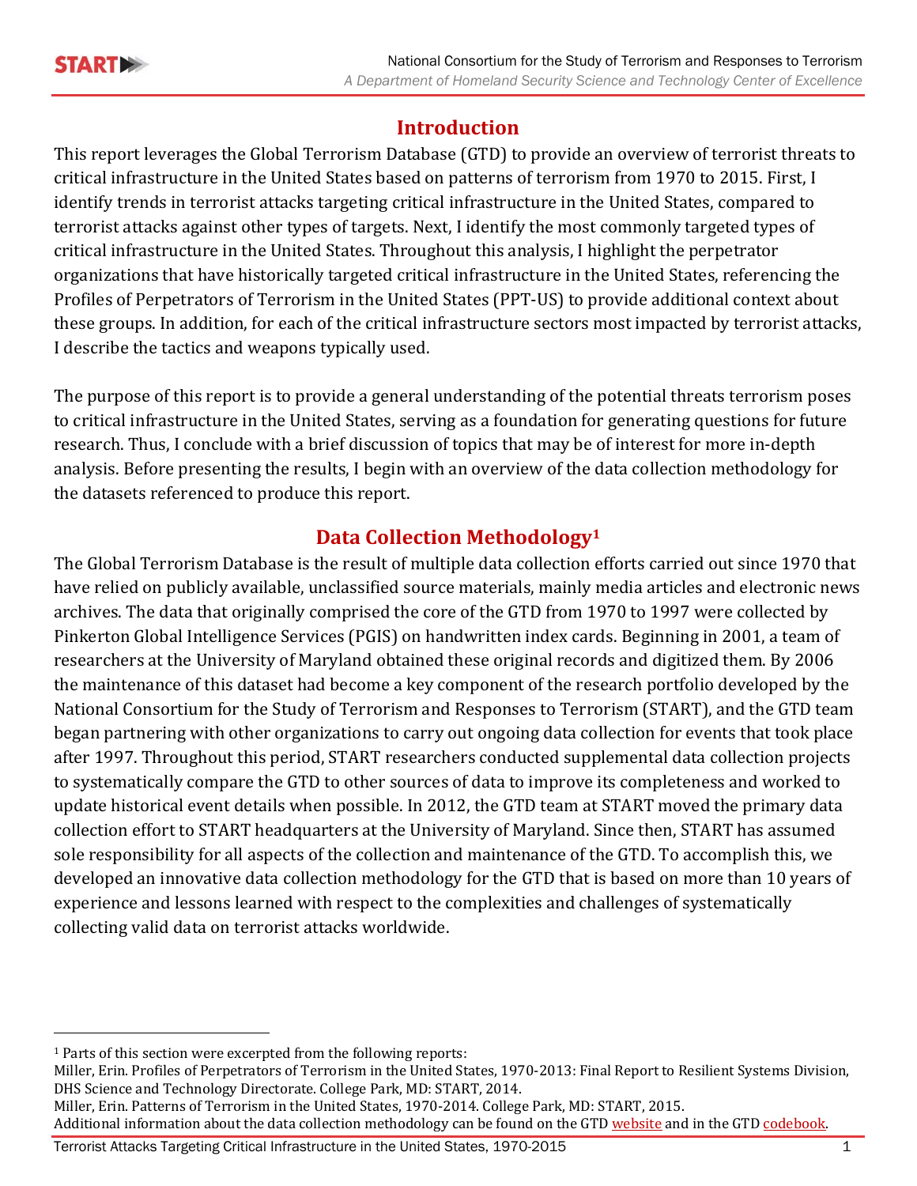## Introduction

This report leverages the Global Terrorism Database (GTD) to provide an overview of terrorist threats to critical infrastructure in the United States based on patterns of terrorism from 1970 to 2015. First, I identify trends in terrorist attacks targeting critical infrastructure in the United States, compared to terrorist attacks against other types of targets. Next, I identify the most commonly targeted types of critical infrastructure in the United States. Throughout this analysis, I highlight the perpetrator organizations that have historically targeted critical infrastructure in the United States, referencing the Profiles of Perpetrators of Terrorism in the United States (PPT-US) to provide additional context about these groups. In addition, for each of the critical infrastructure sectors most impacted by terrorist attacks, I describe the tactics and weapons typically used.

The purpose of this report is to provide a general understanding of the potential threats terrorism poses to critical infrastructure in the United States, serving as a foundation for generating questions for future research. Thus, I conclude with a brief discussion of topics that may be of interest for more in-depth analysis. Before presenting the results, I begin with an overview of the data collection methodology for the datasets referenced to produce this report.

## Data Collection Methodology[1]

The Global Terrorism Database is the result of multiple data collection efforts carried out since 1970 that have relied on publicly available, unclassified source materials, mainly media articles and electronic news archives. The data that originally comprised the core of the GTD from 1970 to 1997 were collected by Pinkerton Global Intelligence Services (PGIS) on handwritten index cards. Beginning in 2001, a team of researchers at the University of Maryland obtained these original records and digitized them. By 2006 the maintenance of this dataset had become a key component of the research portfolio developed by the National Consortium for the Study of Terrorism and Responses to Terrorism (START), and the GTD team began partnering with other organizations to carry out ongoing data collection for events that took place after 1997. Throughout this period, START researchers conducted supplemental data collection projects to systematically compare the GTD to other sources of data to improve its completeness and worked to update historical event details when possible. In 2012, the GTD team at START moved the primary data collection effort to START headquarters at the University of Maryland. Since then, START has assumed sole responsibility for all aspects of the collection and maintenance of the GTD. To accomplish this, we developed an innovative data collection methodology for the GTD that is based on more than 10 years of experience and lessons learned with respect to the complexities and challenges of systematically collecting valid data on terrorist attacks worldwide.

---

[1] Parts of this section were excerpted from the following reports:
Miller, Erin. Profiles of Perpetrators of Terrorism in the United States, 1970-2013: Final Report to Resilient Systems Division, DHS Science and Technology Directorate. College Park, MD: START, 2014.
Miller, Erin. Patterns of Terrorism in the United States, 1970-2014. College Park, MD: START, 2015.
Additional information about the data collection methodology can be found on the GTD website and in the GTD codebook.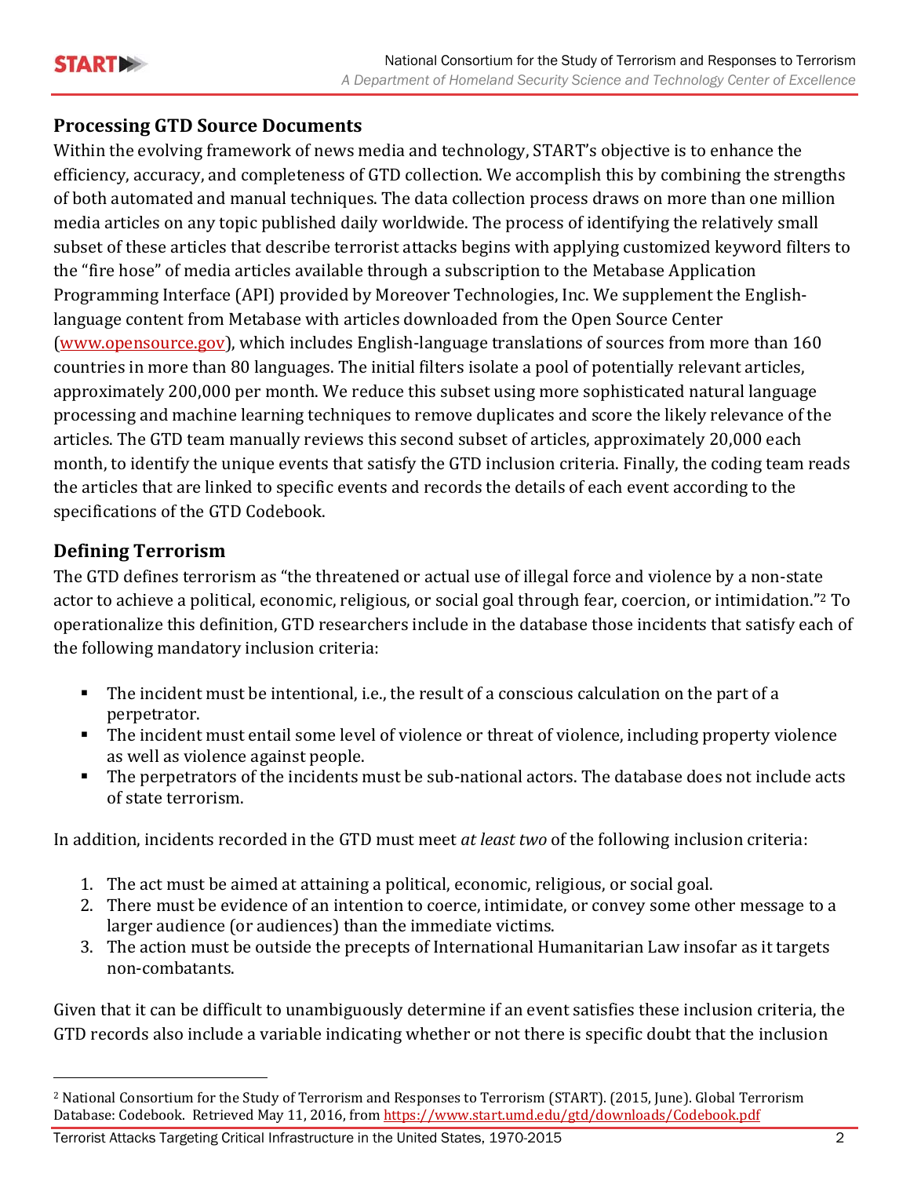## Processing GTD Source Documents

Within the evolving framework of news media and technology, START's objective is to enhance the efficiency, accuracy, and completeness of GTD collection. We accomplish this by combining the strengths of both automated and manual techniques. The data collection process draws on more than one million media articles on any topic published daily worldwide. The process of identifying the relatively small subset of these articles that describe terrorist attacks begins with applying customized keyword filters to the "fire hose" of media articles available through a subscription to the Metabase Application Programming Interface (API) provided by Moreover Technologies, Inc. We supplement the English-language content from Metabase with articles downloaded from the Open Source Center (www.opensource.gov), which includes English-language translations of sources from more than 160 countries in more than 80 languages. The initial filters isolate a pool of potentially relevant articles, approximately 200,000 per month. We reduce this subset using more sophisticated natural language processing and machine learning techniques to remove duplicates and score the likely relevance of the articles. The GTD team manually reviews this second subset of articles, approximately 20,000 each month, to identify the unique events that satisfy the GTD inclusion criteria. Finally, the coding team reads the articles that are linked to specific events and records the details of each event according to the specifications of the GTD Codebook.

## Defining Terrorism

The GTD defines terrorism as "the threatened or actual use of illegal force and violence by a non-state actor to achieve a political, economic, religious, or social goal through fear, coercion, or intimidation."[2] To operationalize this definition, GTD researchers include in the database those incidents that satisfy each of the following mandatory inclusion criteria:

- The incident must be intentional, i.e., the result of a conscious calculation on the part of a perpetrator.
- The incident must entail some level of violence or threat of violence, including property violence as well as violence against people.
- The perpetrators of the incidents must be sub-national actors. The database does not include acts of state terrorism.

In addition, incidents recorded in the GTD must meet *at least two* of the following inclusion criteria:

1. The act must be aimed at attaining a political, economic, religious, or social goal.
2. There must be evidence of an intention to coerce, intimidate, or convey some other message to a larger audience (or audiences) than the immediate victims.
3. The action must be outside the precepts of International Humanitarian Law insofar as it targets non-combatants.

Given that it can be difficult to unambiguously determine if an event satisfies these inclusion criteria, the GTD records also include a variable indicating whether or not there is specific doubt that the inclusion

---

[2] National Consortium for the Study of Terrorism and Responses to Terrorism (START). (2015, June). Global Terrorism Database: Codebook. Retrieved May 11, 2016, from https://www.start.umd.edu/gtd/downloads/Codebook.pdf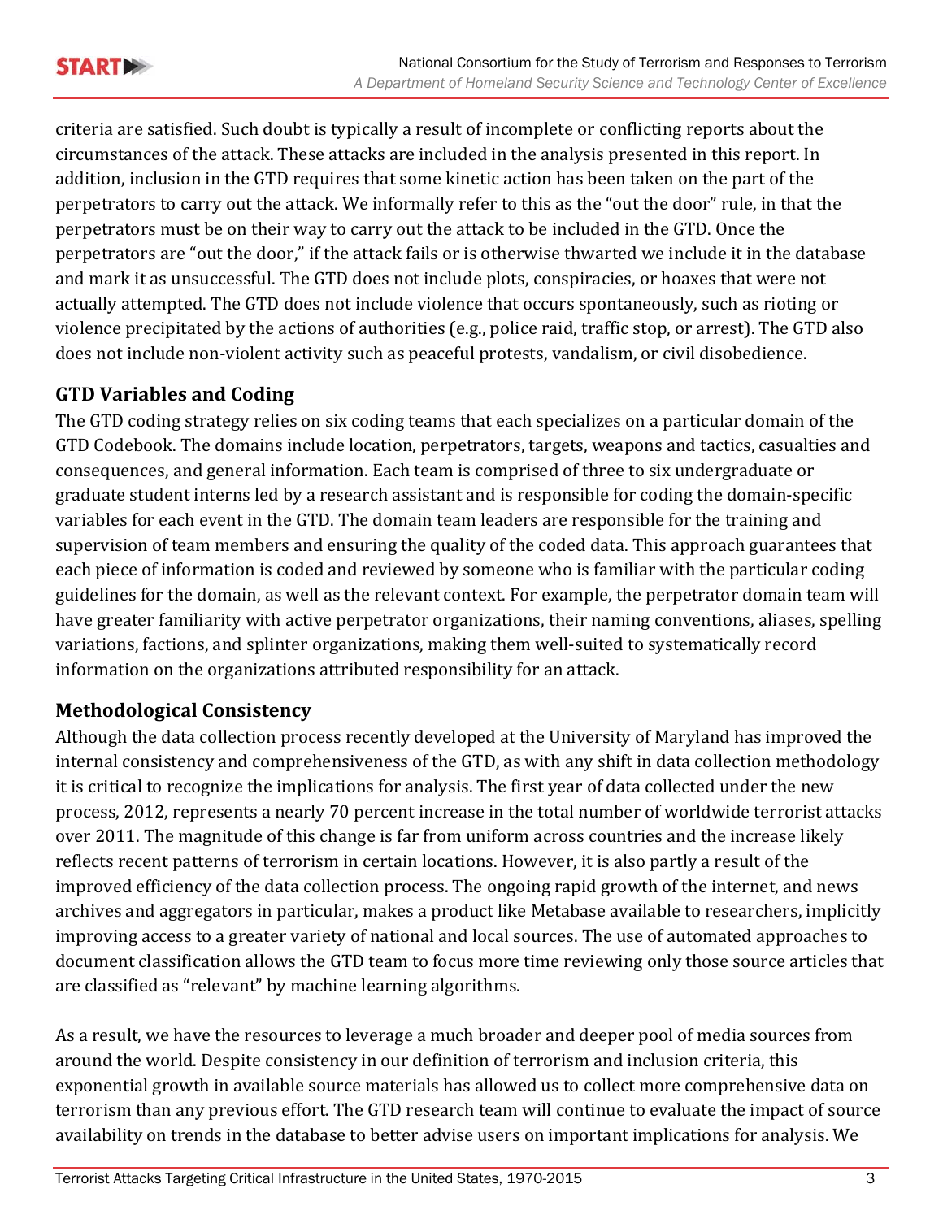criteria are satisfied. Such doubt is typically a result of incomplete or conflicting reports about the circumstances of the attack. These attacks are included in the analysis presented in this report. In addition, inclusion in the GTD requires that some kinetic action has been taken on the part of the perpetrators to carry out the attack. We informally refer to this as the "out the door" rule, in that the perpetrators must be on their way to carry out the attack to be included in the GTD. Once the perpetrators are "out the door," if the attack fails or is otherwise thwarted we include it in the database and mark it as unsuccessful. The GTD does not include plots, conspiracies, or hoaxes that were not actually attempted. The GTD does not include violence that occurs spontaneously, such as rioting or violence precipitated by the actions of authorities (e.g., police raid, traffic stop, or arrest). The GTD also does not include non-violent activity such as peaceful protests, vandalism, or civil disobedience.

## GTD Variables and Coding

The GTD coding strategy relies on six coding teams that each specializes on a particular domain of the GTD Codebook. The domains include location, perpetrators, targets, weapons and tactics, casualties and consequences, and general information. Each team is comprised of three to six undergraduate or graduate student interns led by a research assistant and is responsible for coding the domain-specific variables for each event in the GTD. The domain team leaders are responsible for the training and supervision of team members and ensuring the quality of the coded data. This approach guarantees that each piece of information is coded and reviewed by someone who is familiar with the particular coding guidelines for the domain, as well as the relevant context. For example, the perpetrator domain team will have greater familiarity with active perpetrator organizations, their naming conventions, aliases, spelling variations, factions, and splinter organizations, making them well-suited to systematically record information on the organizations attributed responsibility for an attack.

## Methodological Consistency

Although the data collection process recently developed at the University of Maryland has improved the internal consistency and comprehensiveness of the GTD, as with any shift in data collection methodology it is critical to recognize the implications for analysis. The first year of data collected under the new process, 2012, represents a nearly 70 percent increase in the total number of worldwide terrorist attacks over 2011. The magnitude of this change is far from uniform across countries and the increase likely reflects recent patterns of terrorism in certain locations. However, it is also partly a result of the improved efficiency of the data collection process. The ongoing rapid growth of the internet, and news archives and aggregators in particular, makes a product like Metabase available to researchers, implicitly improving access to a greater variety of national and local sources. The use of automated approaches to document classification allows the GTD team to focus more time reviewing only those source articles that are classified as "relevant" by machine learning algorithms.

As a result, we have the resources to leverage a much broader and deeper pool of media sources from around the world. Despite consistency in our definition of terrorism and inclusion criteria, this exponential growth in available source materials has allowed us to collect more comprehensive data on terrorism than any previous effort. The GTD research team will continue to evaluate the impact of source availability on trends in the database to better advise users on important implications for analysis. We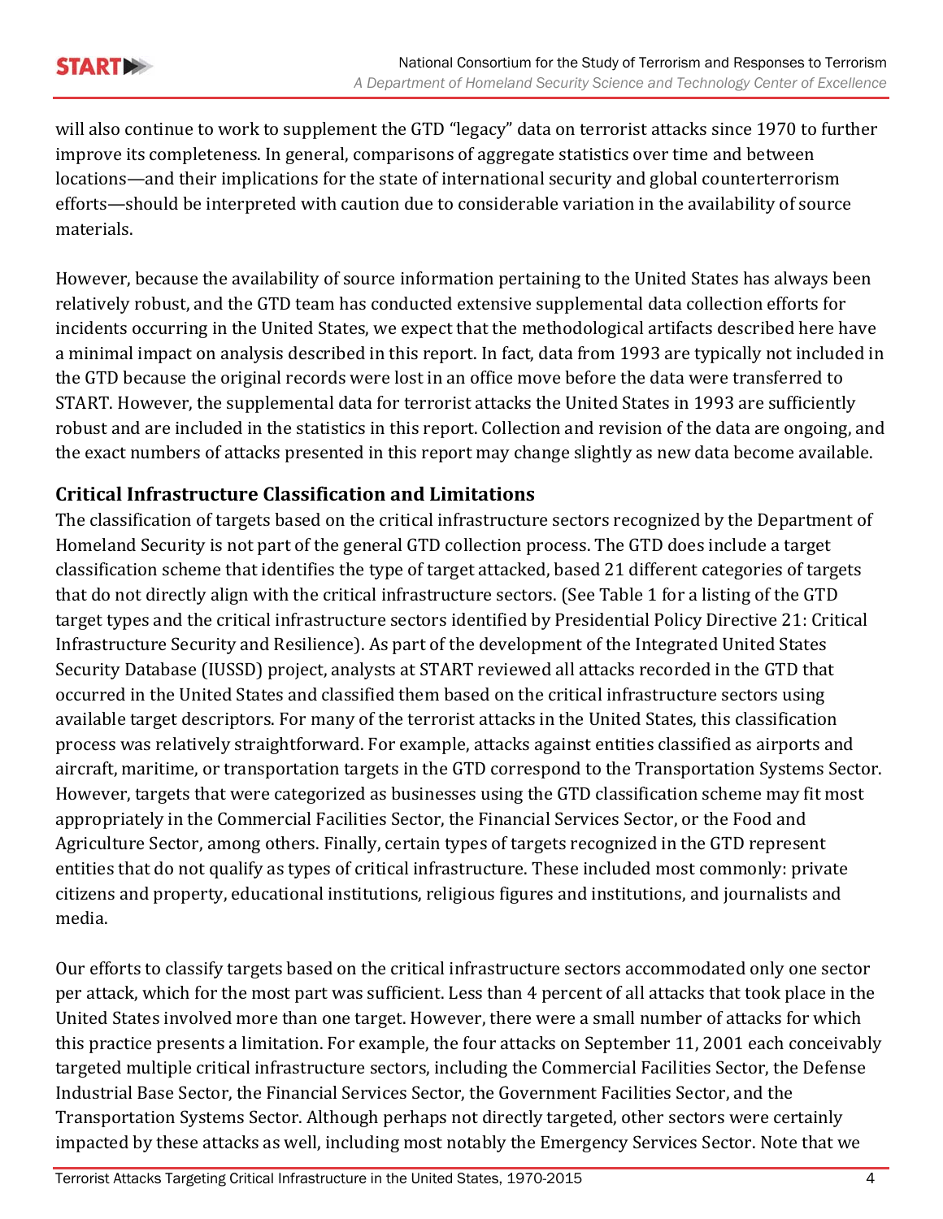will also continue to work to supplement the GTD "legacy" data on terrorist attacks since 1970 to further improve its completeness. In general, comparisons of aggregate statistics over time and between locations—and their implications for the state of international security and global counterterrorism efforts—should be interpreted with caution due to considerable variation in the availability of source materials.

However, because the availability of source information pertaining to the United States has always been relatively robust, and the GTD team has conducted extensive supplemental data collection efforts for incidents occurring in the United States, we expect that the methodological artifacts described here have a minimal impact on analysis described in this report. In fact, data from 1993 are typically not included in the GTD because the original records were lost in an office move before the data were transferred to START. However, the supplemental data for terrorist attacks the United States in 1993 are sufficiently robust and are included in the statistics in this report. Collection and revision of the data are ongoing, and the exact numbers of attacks presented in this report may change slightly as new data become available.

## Critical Infrastructure Classification and Limitations

The classification of targets based on the critical infrastructure sectors recognized by the Department of Homeland Security is not part of the general GTD collection process. The GTD does include a target classification scheme that identifies the type of target attacked, based 21 different categories of targets that do not directly align with the critical infrastructure sectors. (See Table 1 for a listing of the GTD target types and the critical infrastructure sectors identified by Presidential Policy Directive 21: Critical Infrastructure Security and Resilience). As part of the development of the Integrated United States Security Database (IUSSD) project, analysts at START reviewed all attacks recorded in the GTD that occurred in the United States and classified them based on the critical infrastructure sectors using available target descriptors. For many of the terrorist attacks in the United States, this classification process was relatively straightforward. For example, attacks against entities classified as airports and aircraft, maritime, or transportation targets in the GTD correspond to the Transportation Systems Sector. However, targets that were categorized as businesses using the GTD classification scheme may fit most appropriately in the Commercial Facilities Sector, the Financial Services Sector, or the Food and Agriculture Sector, among others. Finally, certain types of targets recognized in the GTD represent entities that do not qualify as types of critical infrastructure. These included most commonly: private citizens and property, educational institutions, religious figures and institutions, and journalists and media.

Our efforts to classify targets based on the critical infrastructure sectors accommodated only one sector per attack, which for the most part was sufficient. Less than 4 percent of all attacks that took place in the United States involved more than one target. However, there were a small number of attacks for which this practice presents a limitation. For example, the four attacks on September 11, 2001 each conceivably targeted multiple critical infrastructure sectors, including the Commercial Facilities Sector, the Defense Industrial Base Sector, the Financial Services Sector, the Government Facilities Sector, and the Transportation Systems Sector. Although perhaps not directly targeted, other sectors were certainly impacted by these attacks as well, including most notably the Emergency Services Sector. Note that we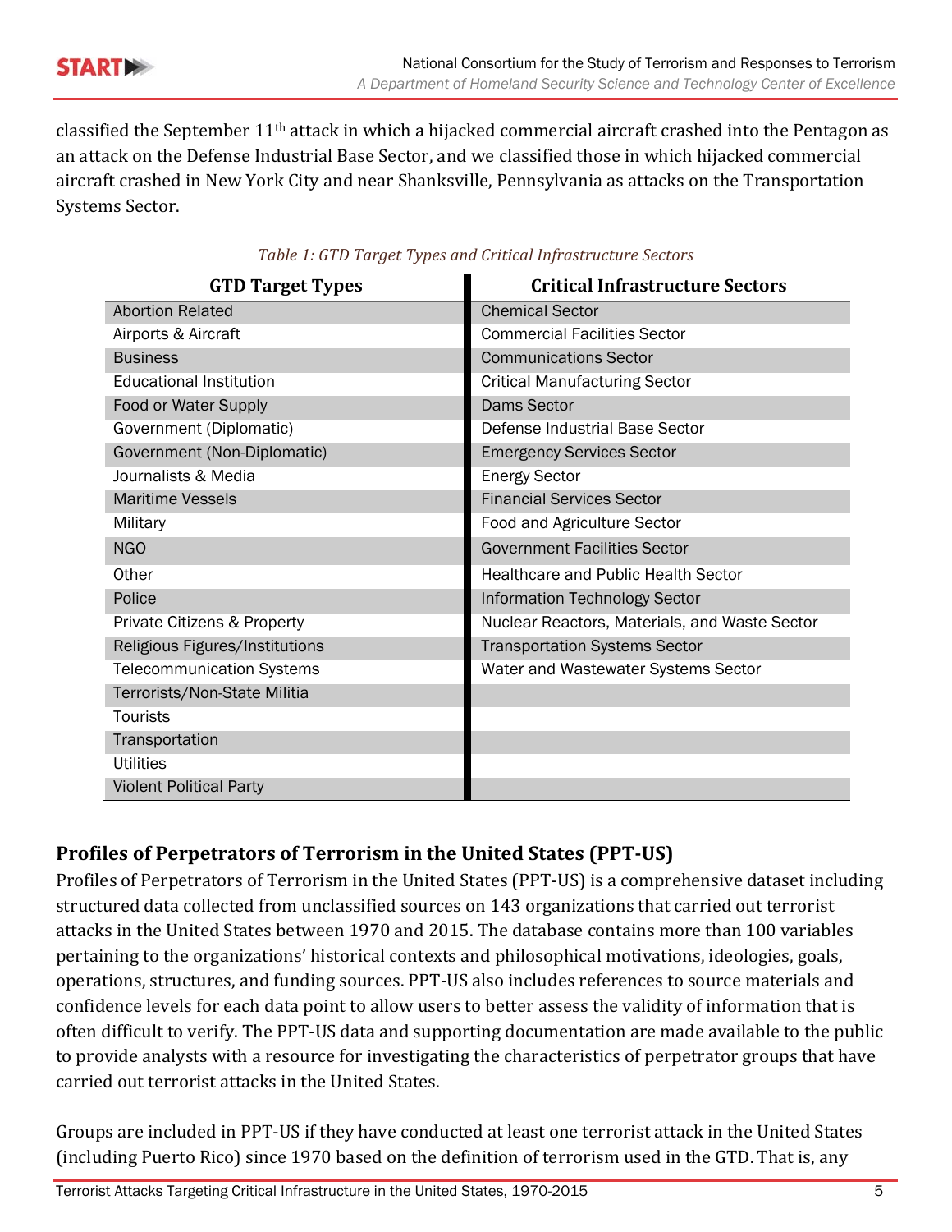classified the September 11th attack in which a hijacked commercial aircraft crashed into the Pentagon as an attack on the Defense Industrial Base Sector, and we classified those in which hijacked commercial aircraft crashed in New York City and near Shanksville, Pennsylvania as attacks on the Transportation Systems Sector.

*Table 1: GTD Target Types and Critical Infrastructure Sectors*

| GTD Target Types | Critical Infrastructure Sectors |
|---|---|
| Abortion Related | Chemical Sector |
| Airports & Aircraft | Commercial Facilities Sector |
| Business | Communications Sector |
| Educational Institution | Critical Manufacturing Sector |
| Food or Water Supply | Dams Sector |
| Government (Diplomatic) | Defense Industrial Base Sector |
| Government (Non-Diplomatic) | Emergency Services Sector |
| Journalists & Media | Energy Sector |
| Maritime Vessels | Financial Services Sector |
| Military | Food and Agriculture Sector |
| NGO | Government Facilities Sector |
| Other | Healthcare and Public Health Sector |
| Police | Information Technology Sector |
| Private Citizens & Property | Nuclear Reactors, Materials, and Waste Sector |
| Religious Figures/Institutions | Transportation Systems Sector |
| Telecommunication Systems | Water and Wastewater Systems Sector |
| Terrorists/Non-State Militia | |
| Tourists | |
| Transportation | |
| Utilities | |
| Violent Political Party | |

## Profiles of Perpetrators of Terrorism in the United States (PPT-US)

Profiles of Perpetrators of Terrorism in the United States (PPT-US) is a comprehensive dataset including structured data collected from unclassified sources on 143 organizations that carried out terrorist attacks in the United States between 1970 and 2015. The database contains more than 100 variables pertaining to the organizations' historical contexts and philosophical motivations, ideologies, goals, operations, structures, and funding sources. PPT-US also includes references to source materials and confidence levels for each data point to allow users to better assess the validity of information that is often difficult to verify. The PPT-US data and supporting documentation are made available to the public to provide analysts with a resource for investigating the characteristics of perpetrator groups that have carried out terrorist attacks in the United States.

Groups are included in PPT-US if they have conducted at least one terrorist attack in the United States (including Puerto Rico) since 1970 based on the definition of terrorism used in the GTD. That is, any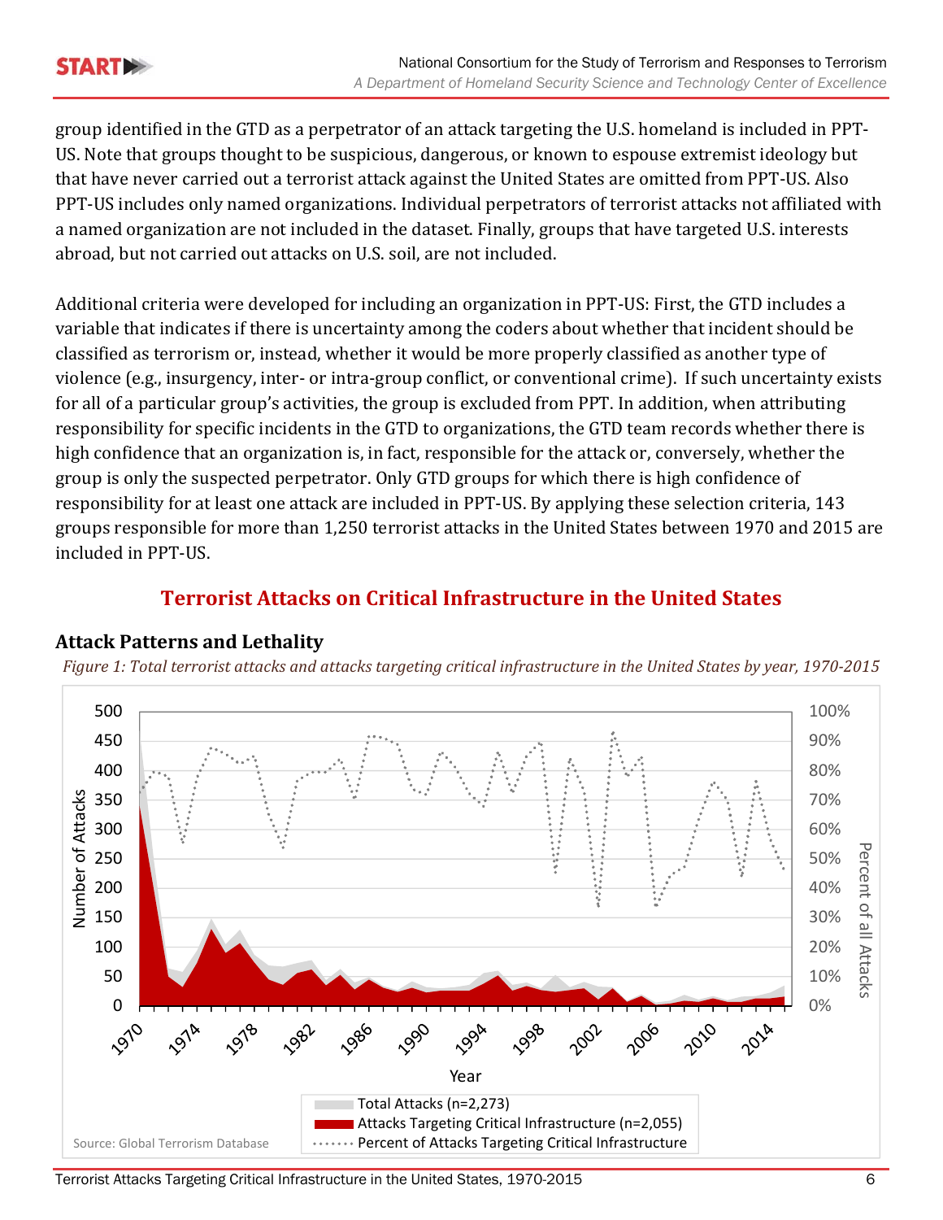group identified in the GTD as a perpetrator of an attack targeting the U.S. homeland is included in PPT-US. Note that groups thought to be suspicious, dangerous, or known to espouse extremist ideology but that have never carried out a terrorist attack against the United States are omitted from PPT-US. Also PPT-US includes only named organizations. Individual perpetrators of terrorist attacks not affiliated with a named organization are not included in the dataset. Finally, groups that have targeted U.S. interests abroad, but not carried out attacks on U.S. soil, are not included.

Additional criteria were developed for including an organization in PPT-US: First, the GTD includes a variable that indicates if there is uncertainty among the coders about whether that incident should be classified as terrorism or, instead, whether it would be more properly classified as another type of violence (e.g., insurgency, inter- or intra-group conflict, or conventional crime). If such uncertainty exists for all of a particular group's activities, the group is excluded from PPT. In addition, when attributing responsibility for specific incidents in the GTD to organizations, the GTD team records whether there is high confidence that an organization is, in fact, responsible for the attack or, conversely, whether the group is only the suspected perpetrator. Only GTD groups for which there is high confidence of responsibility for at least one attack are included in PPT-US. By applying these selection criteria, 143 groups responsible for more than 1,250 terrorist attacks in the United States between 1970 and 2015 are included in PPT-US.

## Terrorist Attacks on Critical Infrastructure in the United States

### Attack Patterns and Lethality

*Figure 1: Total terrorist attacks and attacks targeting critical infrastructure in the United States by year, 1970-2015*

Source: Global Terrorism Database

Total Attacks (n=2,273)
Attacks Targeting Critical Infrastructure (n=2,055)
Percent of Attacks Targeting Critical Infrastructure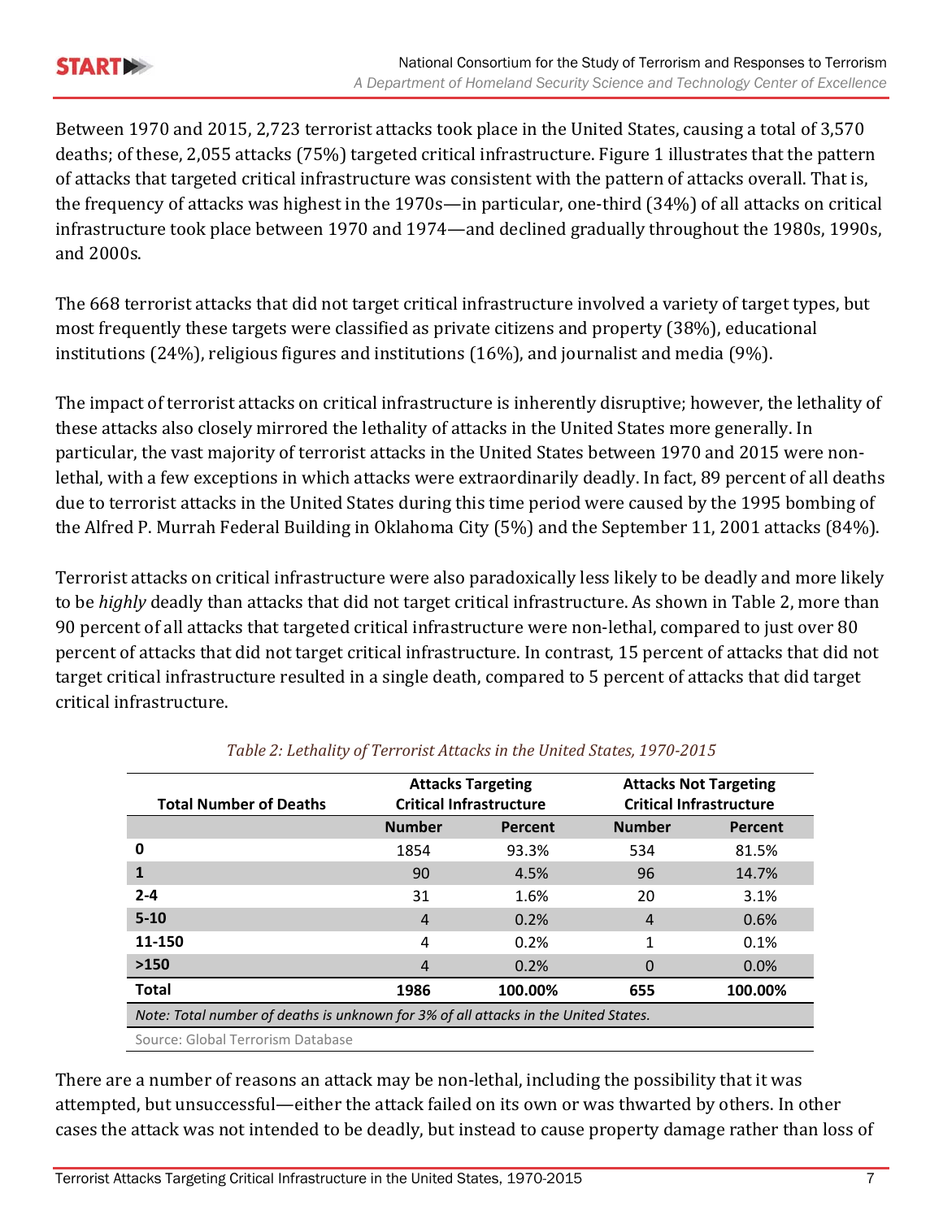Between 1970 and 2015, 2,723 terrorist attacks took place in the United States, causing a total of 3,570 deaths; of these, 2,055 attacks (75%) targeted critical infrastructure. Figure 1 illustrates that the pattern of attacks that targeted critical infrastructure was consistent with the pattern of attacks overall. That is, the frequency of attacks was highest in the 1970s—in particular, one-third (34%) of all attacks on critical infrastructure took place between 1970 and 1974—and declined gradually throughout the 1980s, 1990s, and 2000s.

The 668 terrorist attacks that did not target critical infrastructure involved a variety of target types, but most frequently these targets were classified as private citizens and property (38%), educational institutions (24%), religious figures and institutions (16%), and journalist and media (9%).

The impact of terrorist attacks on critical infrastructure is inherently disruptive; however, the lethality of these attacks also closely mirrored the lethality of attacks in the United States more generally. In particular, the vast majority of terrorist attacks in the United States between 1970 and 2015 were non-lethal, with a few exceptions in which attacks were extraordinarily deadly. In fact, 89 percent of all deaths due to terrorist attacks in the United States during this time period were caused by the 1995 bombing of the Alfred P. Murrah Federal Building in Oklahoma City (5%) and the September 11, 2001 attacks (84%).

Terrorist attacks on critical infrastructure were also paradoxically less likely to be deadly and more likely to be *highly* deadly than attacks that did not target critical infrastructure. As shown in Table 2, more than 90 percent of all attacks that targeted critical infrastructure were non-lethal, compared to just over 80 percent of attacks that did not target critical infrastructure. In contrast, 15 percent of attacks that did not target critical infrastructure resulted in a single death, compared to 5 percent of attacks that did target critical infrastructure.

*Table 2: Lethality of Terrorist Attacks in the United States, 1970-2015*

| Total Number of Deaths | Attacks Targeting Critical Infrastructure | | Attacks Not Targeting Critical Infrastructure | |
|---|---|---|---|---|
| | Number | Percent | Number | Percent |
| **0** | 1854 | 93.3% | 534 | 81.5% |
| **1** | 90 | 4.5% | 96 | 14.7% |
| **2-4** | 31 | 1.6% | 20 | 3.1% |
| **5-10** | 4 | 0.2% | 4 | 0.6% |
| **11-150** | 4 | 0.2% | 1 | 0.1% |
| **>150** | 4 | 0.2% | 0 | 0.0% |
| **Total** | **1986** | **100.00%** | **655** | **100.00%** |

*Note: Total number of deaths is unknown for 3% of all attacks in the United States.*

Source: Global Terrorism Database

There are a number of reasons an attack may be non-lethal, including the possibility that it was attempted, but unsuccessful—either the attack failed on its own or was thwarted by others. In other cases the attack was not intended to be deadly, but instead to cause property damage rather than loss of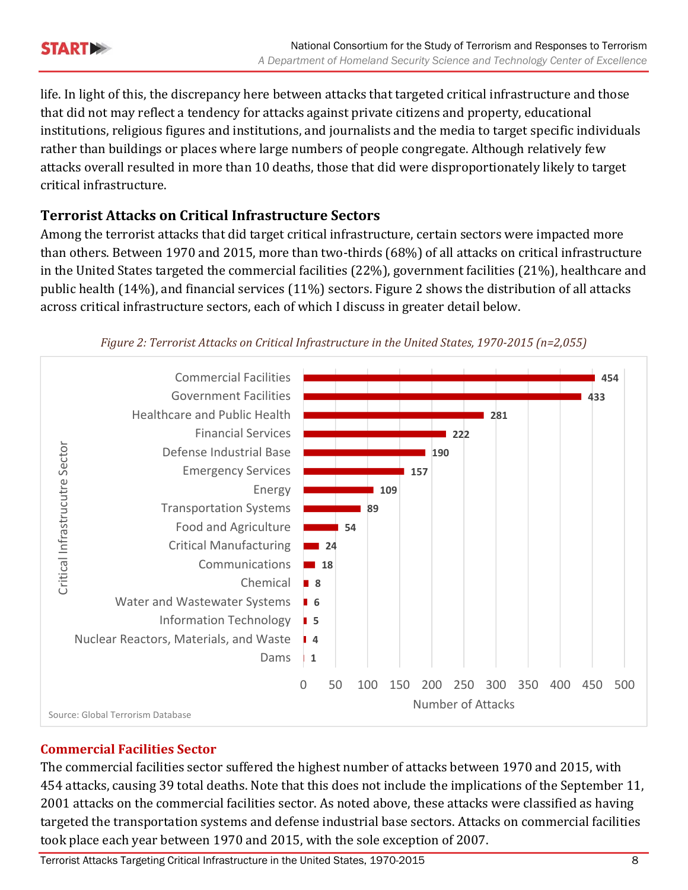life. In light of this, the discrepancy here between attacks that targeted critical infrastructure and those that did not may reflect a tendency for attacks against private citizens and property, educational institutions, religious figures and institutions, and journalists and the media to target specific individuals rather than buildings or places where large numbers of people congregate. Although relatively few attacks overall resulted in more than 10 deaths, those that did were disproportionately likely to target critical infrastructure.

## Terrorist Attacks on Critical Infrastructure Sectors

Among the terrorist attacks that did target critical infrastructure, certain sectors were impacted more than others. Between 1970 and 2015, more than two-thirds (68%) of all attacks on critical infrastructure in the United States targeted the commercial facilities (22%), government facilities (21%), healthcare and public health (14%), and financial services (11%) sectors. Figure 2 shows the distribution of all attacks across critical infrastructure sectors, each of which I discuss in greater detail below.

*Figure 2: Terrorist Attacks on Critical Infrastructure in the United States, 1970-2015 (n=2,055)*

| Critical Infrastrucutre Sector | Number of Attacks |
| --- | --- |
| Commercial Facilities | 454 |
| Government Facilities | 433 |
| Healthcare and Public Health | 281 |
| Financial Services | 222 |
| Defense Industrial Base | 190 |
| Emergency Services | 157 |
| Energy | 109 |
| Transportation Systems | 89 |
| Food and Agriculture | 54 |
| Critical Manufacturing | 24 |
| Communications | 18 |
| Chemical | 8 |
| Water and Wastewater Systems | 6 |
| Information Technology | 5 |
| Nuclear Reactors, Materials, and Waste | 4 |
| Dams | 1 |

Source: Global Terrorism Database

### Commercial Facilities Sector

The commercial facilities sector suffered the highest number of attacks between 1970 and 2015, with 454 attacks, causing 39 total deaths. Note that this does not include the implications of the September 11, 2001 attacks on the commercial facilities sector. As noted above, these attacks were classified as having targeted the transportation systems and defense industrial base sectors. Attacks on commercial facilities took place each year between 1970 and 2015, with the sole exception of 2007.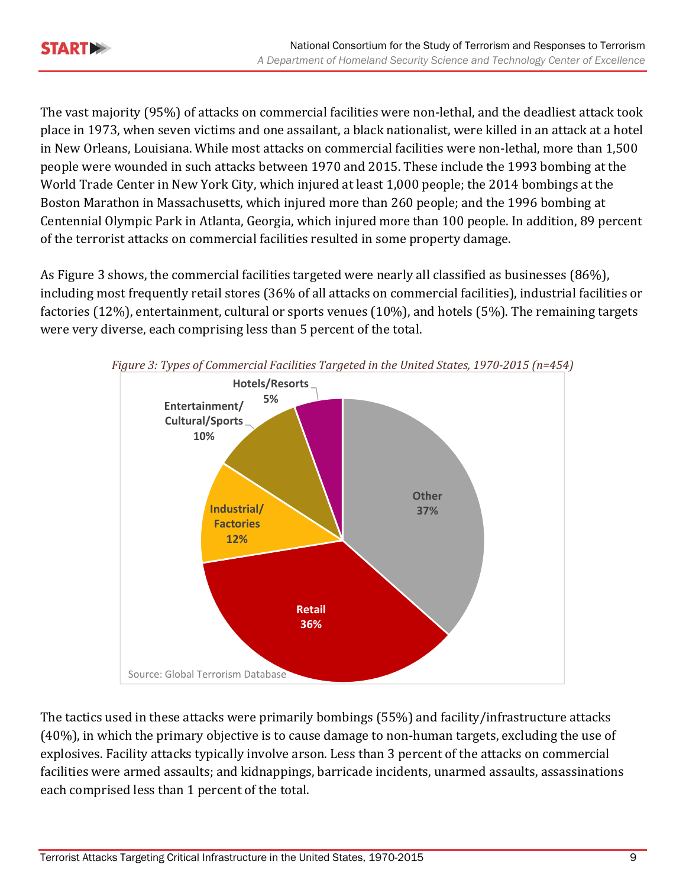The vast majority (95%) of attacks on commercial facilities were non-lethal, and the deadliest attack took place in 1973, when seven victims and one assailant, a black nationalist, were killed in an attack at a hotel in New Orleans, Louisiana. While most attacks on commercial facilities were non-lethal, more than 1,500 people were wounded in such attacks between 1970 and 2015. These include the 1993 bombing at the World Trade Center in New York City, which injured at least 1,000 people; the 2014 bombings at the Boston Marathon in Massachusetts, which injured more than 260 people; and the 1996 bombing at Centennial Olympic Park in Atlanta, Georgia, which injured more than 100 people. In addition, 89 percent of the terrorist attacks on commercial facilities resulted in some property damage.

As Figure 3 shows, the commercial facilities targeted were nearly all classified as businesses (86%), including most frequently retail stores (36% of all attacks on commercial facilities), industrial facilities or factories (12%), entertainment, cultural or sports venues (10%), and hotels (5%). The remaining targets were very diverse, each comprising less than 5 percent of the total.

*Figure 3: Types of Commercial Facilities Targeted in the United States, 1970-2015 (n=454)*

| Type | Percent |
|---|---|
| Other | 37% |
| Retail | 36% |
| Industrial/Factories | 12% |
| Entertainment/Cultural/Sports | 10% |
| Hotels/Resorts | 5% |

Source: Global Terrorism Database

The tactics used in these attacks were primarily bombings (55%) and facility/infrastructure attacks (40%), in which the primary objective is to cause damage to non-human targets, excluding the use of explosives. Facility attacks typically involve arson. Less than 3 percent of the attacks on commercial facilities were armed assaults; and kidnappings, barricade incidents, unarmed assaults, assassinations each comprised less than 1 percent of the total.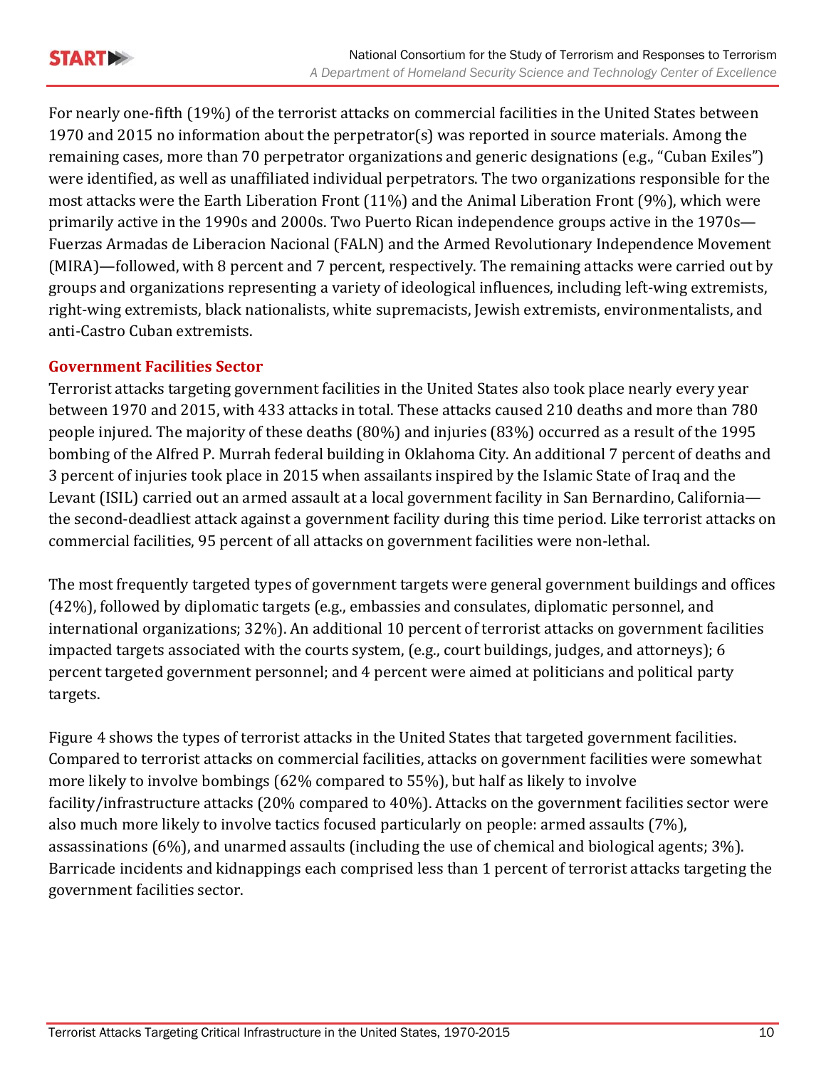For nearly one-fifth (19%) of the terrorist attacks on commercial facilities in the United States between 1970 and 2015 no information about the perpetrator(s) was reported in source materials. Among the remaining cases, more than 70 perpetrator organizations and generic designations (e.g., "Cuban Exiles") were identified, as well as unaffiliated individual perpetrators. The two organizations responsible for the most attacks were the Earth Liberation Front (11%) and the Animal Liberation Front (9%), which were primarily active in the 1990s and 2000s. Two Puerto Rican independence groups active in the 1970s—Fuerzas Armadas de Liberacion Nacional (FALN) and the Armed Revolutionary Independence Movement (MIRA)—followed, with 8 percent and 7 percent, respectively. The remaining attacks were carried out by groups and organizations representing a variety of ideological influences, including left-wing extremists, right-wing extremists, black nationalists, white supremacists, Jewish extremists, environmentalists, and anti-Castro Cuban extremists.

### Government Facilities Sector

Terrorist attacks targeting government facilities in the United States also took place nearly every year between 1970 and 2015, with 433 attacks in total. These attacks caused 210 deaths and more than 780 people injured. The majority of these deaths (80%) and injuries (83%) occurred as a result of the 1995 bombing of the Alfred P. Murrah federal building in Oklahoma City. An additional 7 percent of deaths and 3 percent of injuries took place in 2015 when assailants inspired by the Islamic State of Iraq and the Levant (ISIL) carried out an armed assault at a local government facility in San Bernardino, California—the second-deadliest attack against a government facility during this time period. Like terrorist attacks on commercial facilities, 95 percent of all attacks on government facilities were non-lethal.

The most frequently targeted types of government targets were general government buildings and offices (42%), followed by diplomatic targets (e.g., embassies and consulates, diplomatic personnel, and international organizations; 32%). An additional 10 percent of terrorist attacks on government facilities impacted targets associated with the courts system, (e.g., court buildings, judges, and attorneys); 6 percent targeted government personnel; and 4 percent were aimed at politicians and political party targets.

Figure 4 shows the types of terrorist attacks in the United States that targeted government facilities. Compared to terrorist attacks on commercial facilities, attacks on government facilities were somewhat more likely to involve bombings (62% compared to 55%), but half as likely to involve facility/infrastructure attacks (20% compared to 40%). Attacks on the government facilities sector were also much more likely to involve tactics focused particularly on people: armed assaults (7%), assassinations (6%), and unarmed assaults (including the use of chemical and biological agents; 3%). Barricade incidents and kidnappings each comprised less than 1 percent of terrorist attacks targeting the government facilities sector.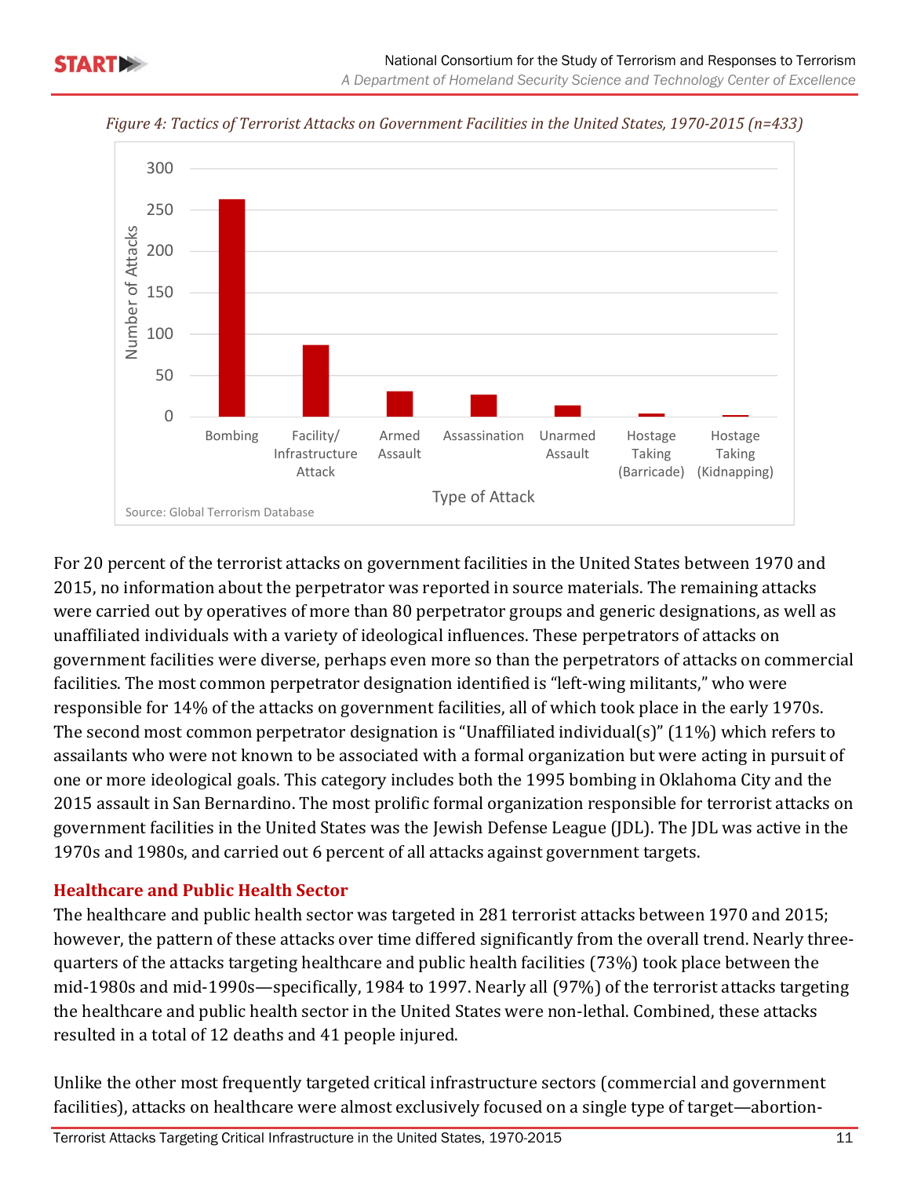*Figure 4: Tactics of Terrorist Attacks on Government Facilities in the United States, 1970-2015 (n=433)*

Source: Global Terrorism Database

For 20 percent of the terrorist attacks on government facilities in the United States between 1970 and 2015, no information about the perpetrator was reported in source materials. The remaining attacks were carried out by operatives of more than 80 perpetrator groups and generic designations, as well as unaffiliated individuals with a variety of ideological influences. These perpetrators of attacks on government facilities were diverse, perhaps even more so than the perpetrators of attacks on commercial facilities. The most common perpetrator designation identified is "left-wing militants," who were responsible for 14% of the attacks on government facilities, all of which took place in the early 1970s. The second most common perpetrator designation is "Unaffiliated individual(s)" (11%) which refers to assailants who were not known to be associated with a formal organization but were acting in pursuit of one or more ideological goals. This category includes both the 1995 bombing in Oklahoma City and the 2015 assault in San Bernardino. The most prolific formal organization responsible for terrorist attacks on government facilities in the United States was the Jewish Defense League (JDL). The JDL was active in the 1970s and 1980s, and carried out 6 percent of all attacks against government targets.

## Healthcare and Public Health Sector

The healthcare and public health sector was targeted in 281 terrorist attacks between 1970 and 2015; however, the pattern of these attacks over time differed significantly from the overall trend. Nearly three-quarters of the attacks targeting healthcare and public health facilities (73%) took place between the mid-1980s and mid-1990s—specifically, 1984 to 1997. Nearly all (97%) of the terrorist attacks targeting the healthcare and public health sector in the United States were non-lethal. Combined, these attacks resulted in a total of 12 deaths and 41 people injured.

Unlike the other most frequently targeted critical infrastructure sectors (commercial and government facilities), attacks on healthcare were almost exclusively focused on a single type of target—abortion-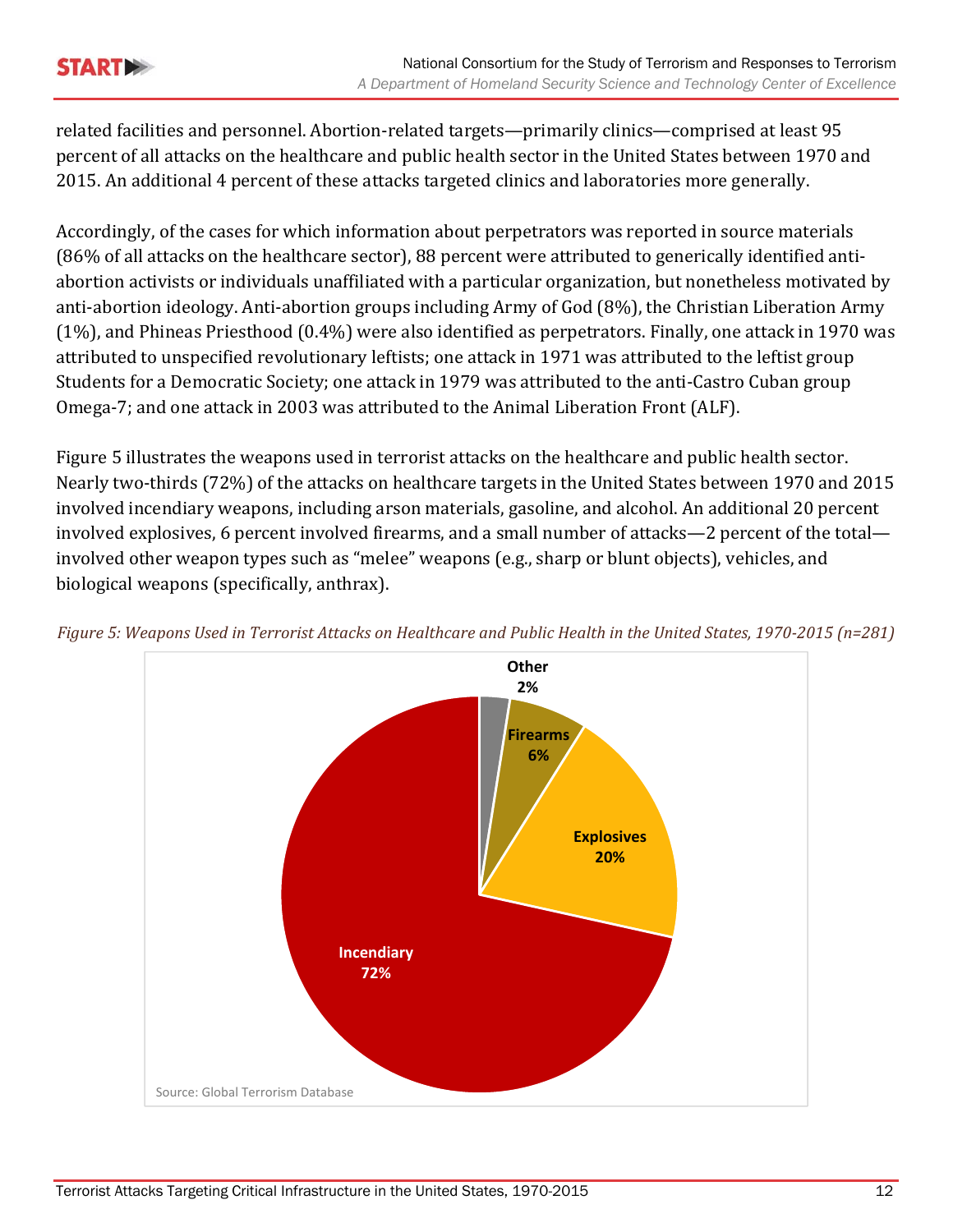related facilities and personnel. Abortion-related targets—primarily clinics—comprised at least 95 percent of all attacks on the healthcare and public health sector in the United States between 1970 and 2015. An additional 4 percent of these attacks targeted clinics and laboratories more generally.

Accordingly, of the cases for which information about perpetrators was reported in source materials (86% of all attacks on the healthcare sector), 88 percent were attributed to generically identified anti-abortion activists or individuals unaffiliated with a particular organization, but nonetheless motivated by anti-abortion ideology. Anti-abortion groups including Army of God (8%), the Christian Liberation Army (1%), and Phineas Priesthood (0.4%) were also identified as perpetrators. Finally, one attack in 1970 was attributed to unspecified revolutionary leftists; one attack in 1971 was attributed to the leftist group Students for a Democratic Society; one attack in 1979 was attributed to the anti-Castro Cuban group Omega-7; and one attack in 2003 was attributed to the Animal Liberation Front (ALF).

Figure 5 illustrates the weapons used in terrorist attacks on the healthcare and public health sector. Nearly two-thirds (72%) of the attacks on healthcare targets in the United States between 1970 and 2015 involved incendiary weapons, including arson materials, gasoline, and alcohol. An additional 20 percent involved explosives, 6 percent involved firearms, and a small number of attacks—2 percent of the total—involved other weapon types such as "melee" weapons (e.g., sharp or blunt objects), vehicles, and biological weapons (specifically, anthrax).

*Figure 5: Weapons Used in Terrorist Attacks on Healthcare and Public Health in the United States, 1970-2015 (n=281)*

| Weapon | Percent |
|---|---|
| Incendiary | 72% |
| Explosives | 20% |
| Firearms | 6% |
| Other | 2% |

Source: Global Terrorism Database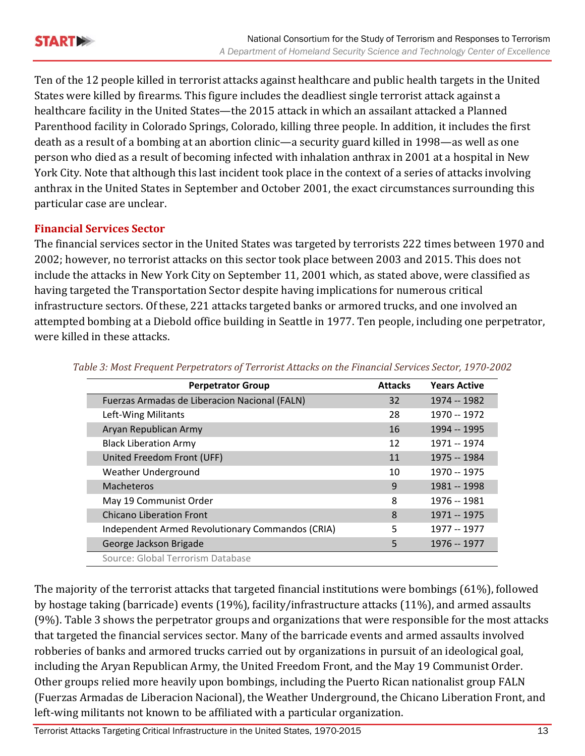Ten of the 12 people killed in terrorist attacks against healthcare and public health targets in the United States were killed by firearms. This figure includes the deadliest single terrorist attack against a healthcare facility in the United States—the 2015 attack in which an assailant attacked a Planned Parenthood facility in Colorado Springs, Colorado, killing three people. In addition, it includes the first death as a result of a bombing at an abortion clinic—a security guard killed in 1998—as well as one person who died as a result of becoming infected with inhalation anthrax in 2001 at a hospital in New York City. Note that although this last incident took place in the context of a series of attacks involving anthrax in the United States in September and October 2001, the exact circumstances surrounding this particular case are unclear.

## Financial Services Sector

The financial services sector in the United States was targeted by terrorists 222 times between 1970 and 2002; however, no terrorist attacks on this sector took place between 2003 and 2015. This does not include the attacks in New York City on September 11, 2001 which, as stated above, were classified as having targeted the Transportation Sector despite having implications for numerous critical infrastructure sectors. Of these, 221 attacks targeted banks or armored trucks, and one involved an attempted bombing at a Diebold office building in Seattle in 1977. Ten people, including one perpetrator, were killed in these attacks.

*Table 3: Most Frequent Perpetrators of Terrorist Attacks on the Financial Services Sector, 1970-2002*

| Perpetrator Group | Attacks | Years Active |
|---|---|---|
| Fuerzas Armadas de Liberacion Nacional (FALN) | 32 | 1974 -- 1982 |
| Left-Wing Militants | 28 | 1970 -- 1972 |
| Aryan Republican Army | 16 | 1994 -- 1995 |
| Black Liberation Army | 12 | 1971 -- 1974 |
| United Freedom Front (UFF) | 11 | 1975 -- 1984 |
| Weather Underground | 10 | 1970 -- 1975 |
| Macheteros | 9 | 1981 -- 1998 |
| May 19 Communist Order | 8 | 1976 -- 1981 |
| Chicano Liberation Front | 8 | 1971 -- 1975 |
| Independent Armed Revolutionary Commandos (CRIA) | 5 | 1977 -- 1977 |
| George Jackson Brigade | 5 | 1976 -- 1977 |

Source: Global Terrorism Database

The majority of the terrorist attacks that targeted financial institutions were bombings (61%), followed by hostage taking (barricade) events (19%), facility/infrastructure attacks (11%), and armed assaults (9%). Table 3 shows the perpetrator groups and organizations that were responsible for the most attacks that targeted the financial services sector. Many of the barricade events and armed assaults involved robberies of banks and armored trucks carried out by organizations in pursuit of an ideological goal, including the Aryan Republican Army, the United Freedom Front, and the May 19 Communist Order. Other groups relied more heavily upon bombings, including the Puerto Rican nationalist group FALN (Fuerzas Armadas de Liberacion Nacional), the Weather Underground, the Chicano Liberation Front, and left-wing militants not known to be affiliated with a particular organization.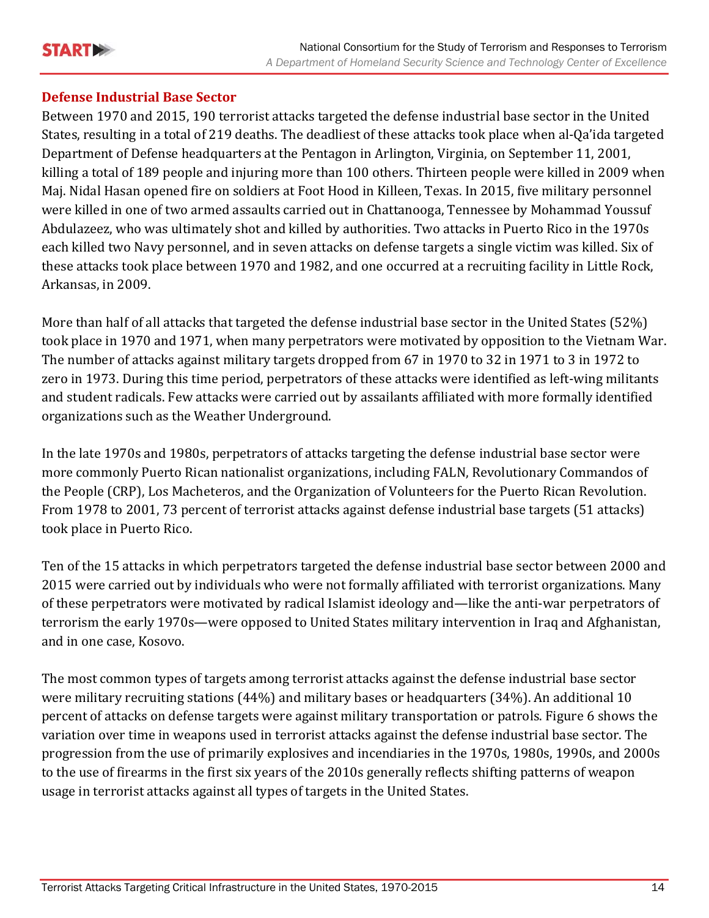## Defense Industrial Base Sector

Between 1970 and 2015, 190 terrorist attacks targeted the defense industrial base sector in the United States, resulting in a total of 219 deaths. The deadliest of these attacks took place when al-Qa'ida targeted Department of Defense headquarters at the Pentagon in Arlington, Virginia, on September 11, 2001, killing a total of 189 people and injuring more than 100 others. Thirteen people were killed in 2009 when Maj. Nidal Hasan opened fire on soldiers at Foot Hood in Killeen, Texas. In 2015, five military personnel were killed in one of two armed assaults carried out in Chattanooga, Tennessee by Mohammad Youssuf Abdulazeez, who was ultimately shot and killed by authorities. Two attacks in Puerto Rico in the 1970s each killed two Navy personnel, and in seven attacks on defense targets a single victim was killed. Six of these attacks took place between 1970 and 1982, and one occurred at a recruiting facility in Little Rock, Arkansas, in 2009.

More than half of all attacks that targeted the defense industrial base sector in the United States (52%) took place in 1970 and 1971, when many perpetrators were motivated by opposition to the Vietnam War. The number of attacks against military targets dropped from 67 in 1970 to 32 in 1971 to 3 in 1972 to zero in 1973. During this time period, perpetrators of these attacks were identified as left-wing militants and student radicals. Few attacks were carried out by assailants affiliated with more formally identified organizations such as the Weather Underground.

In the late 1970s and 1980s, perpetrators of attacks targeting the defense industrial base sector were more commonly Puerto Rican nationalist organizations, including FALN, Revolutionary Commandos of the People (CRP), Los Macheteros, and the Organization of Volunteers for the Puerto Rican Revolution. From 1978 to 2001, 73 percent of terrorist attacks against defense industrial base targets (51 attacks) took place in Puerto Rico.

Ten of the 15 attacks in which perpetrators targeted the defense industrial base sector between 2000 and 2015 were carried out by individuals who were not formally affiliated with terrorist organizations. Many of these perpetrators were motivated by radical Islamist ideology and—like the anti-war perpetrators of terrorism the early 1970s—were opposed to United States military intervention in Iraq and Afghanistan, and in one case, Kosovo.

The most common types of targets among terrorist attacks against the defense industrial base sector were military recruiting stations (44%) and military bases or headquarters (34%). An additional 10 percent of attacks on defense targets were against military transportation or patrols. Figure 6 shows the variation over time in weapons used in terrorist attacks against the defense industrial base sector. The progression from the use of primarily explosives and incendiaries in the 1970s, 1980s, 1990s, and 2000s to the use of firearms in the first six years of the 2010s generally reflects shifting patterns of weapon usage in terrorist attacks against all types of targets in the United States.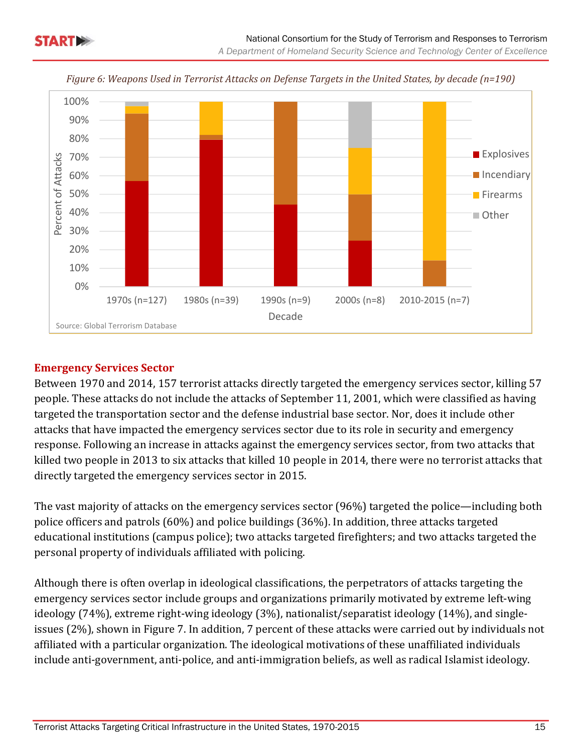*Figure 6: Weapons Used in Terrorist Attacks on Defense Targets in the United States, by decade (n=190)*

Source: Global Terrorism Database

## Emergency Services Sector

Between 1970 and 2014, 157 terrorist attacks directly targeted the emergency services sector, killing 57 people. These attacks do not include the attacks of September 11, 2001, which were classified as having targeted the transportation sector and the defense industrial base sector. Nor, does it include other attacks that have impacted the emergency services sector due to its role in security and emergency response. Following an increase in attacks against the emergency services sector, from two attacks that killed two people in 2013 to six attacks that killed 10 people in 2014, there were no terrorist attacks that directly targeted the emergency services sector in 2015.

The vast majority of attacks on the emergency services sector (96%) targeted the police—including both police officers and patrols (60%) and police buildings (36%). In addition, three attacks targeted educational institutions (campus police); two attacks targeted firefighters; and two attacks targeted the personal property of individuals affiliated with policing.

Although there is often overlap in ideological classifications, the perpetrators of attacks targeting the emergency services sector include groups and organizations primarily motivated by extreme left-wing ideology (74%), extreme right-wing ideology (3%), nationalist/separatist ideology (14%), and single-issues (2%), shown in Figure 7. In addition, 7 percent of these attacks were carried out by individuals not affiliated with a particular organization. The ideological motivations of these unaffiliated individuals include anti-government, anti-police, and anti-immigration beliefs, as well as radical Islamist ideology.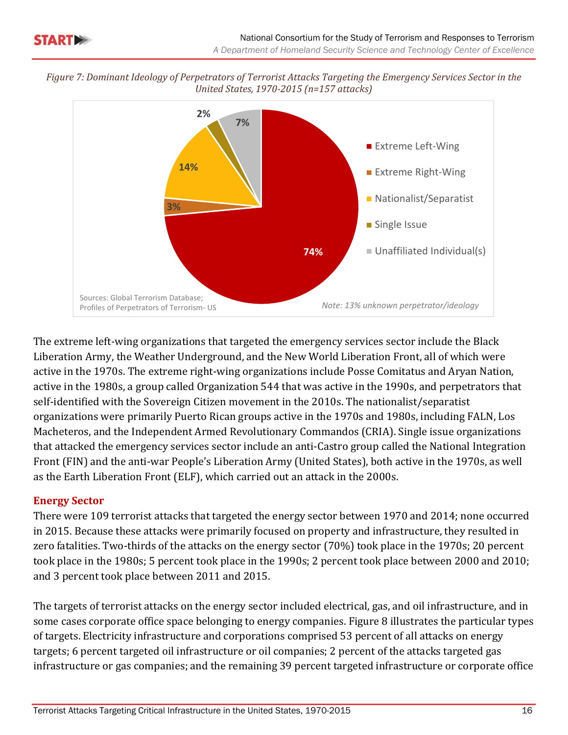*Figure 7: Dominant Ideology of Perpetrators of Terrorist Attacks Targeting the Emergency Services Sector in the United States, 1970-2015 (n=157 attacks)*

| Ideology | Percent |
|---|---|
| Extreme Left-Wing | 74% |
| Extreme Right-Wing | 3% |
| Nationalist/Separatist | 14% |
| Single Issue | 2% |
| Unaffiliated Individual(s) | 7% |

Sources: Global Terrorism Database; Profiles of Perpetrators of Terrorism- US

*Note: 13% unknown perpetrator/ideology*

The extreme left-wing organizations that targeted the emergency services sector include the Black Liberation Army, the Weather Underground, and the New World Liberation Front, all of which were active in the 1970s. The extreme right-wing organizations include Posse Comitatus and Aryan Nation, active in the 1980s, a group called Organization 544 that was active in the 1990s, and perpetrators that self-identified with the Sovereign Citizen movement in the 2010s. The nationalist/separatist organizations were primarily Puerto Rican groups active in the 1970s and 1980s, including FALN, Los Macheteros, and the Independent Armed Revolutionary Commandos (CRIA). Single issue organizations that attacked the emergency services sector include an anti-Castro group called the National Integration Front (FIN) and the anti-war People's Liberation Army (United States), both active in the 1970s, as well as the Earth Liberation Front (ELF), which carried out an attack in the 2000s.

## Energy Sector

There were 109 terrorist attacks that targeted the energy sector between 1970 and 2014; none occurred in 2015. Because these attacks were primarily focused on property and infrastructure, they resulted in zero fatalities. Two-thirds of the attacks on the energy sector (70%) took place in the 1970s; 20 percent took place in the 1980s; 5 percent took place in the 1990s; 2 percent took place between 2000 and 2010; and 3 percent took place between 2011 and 2015.

The targets of terrorist attacks on the energy sector included electrical, gas, and oil infrastructure, and in some cases corporate office space belonging to energy companies. Figure 8 illustrates the particular types of targets. Electricity infrastructure and corporations comprised 53 percent of all attacks on energy targets; 6 percent targeted oil infrastructure or oil companies; 2 percent of the attacks targeted gas infrastructure or gas companies; and the remaining 39 percent targeted infrastructure or corporate office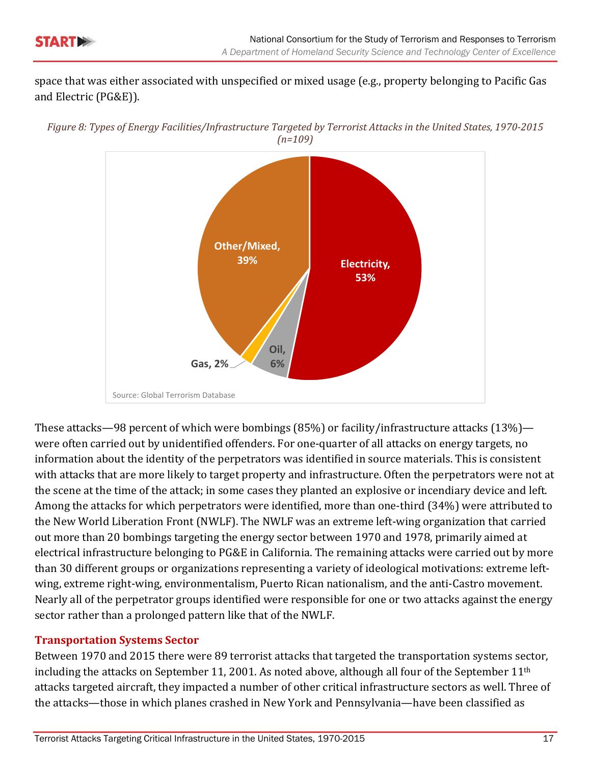space that was either associated with unspecified or mixed usage (e.g., property belonging to Pacific Gas and Electric (PG&E)).

*Figure 8: Types of Energy Facilities/Infrastructure Targeted by Terrorist Attacks in the United States, 1970-2015 (n=109)*

Other/Mixed, 39%
Electricity, 53%
Oil, 6%
Gas, 2%

Source: Global Terrorism Database

These attacks—98 percent of which were bombings (85%) or facility/infrastructure attacks (13%)—were often carried out by unidentified offenders. For one-quarter of all attacks on energy targets, no information about the identity of the perpetrators was identified in source materials. This is consistent with attacks that are more likely to target property and infrastructure. Often the perpetrators were not at the scene at the time of the attack; in some cases they planted an explosive or incendiary device and left. Among the attacks for which perpetrators were identified, more than one-third (34%) were attributed to the New World Liberation Front (NWLF). The NWLF was an extreme left-wing organization that carried out more than 20 bombings targeting the energy sector between 1970 and 1978, primarily aimed at electrical infrastructure belonging to PG&E in California. The remaining attacks were carried out by more than 30 different groups or organizations representing a variety of ideological motivations: extreme left-wing, extreme right-wing, environmentalism, Puerto Rican nationalism, and the anti-Castro movement. Nearly all of the perpetrator groups identified were responsible for one or two attacks against the energy sector rather than a prolonged pattern like that of the NWLF.

## Transportation Systems Sector

Between 1970 and 2015 there were 89 terrorist attacks that targeted the transportation systems sector, including the attacks on September 11, 2001. As noted above, although all four of the September 11th attacks targeted aircraft, they impacted a number of other critical infrastructure sectors as well. Three of the attacks—those in which planes crashed in New York and Pennsylvania—have been classified as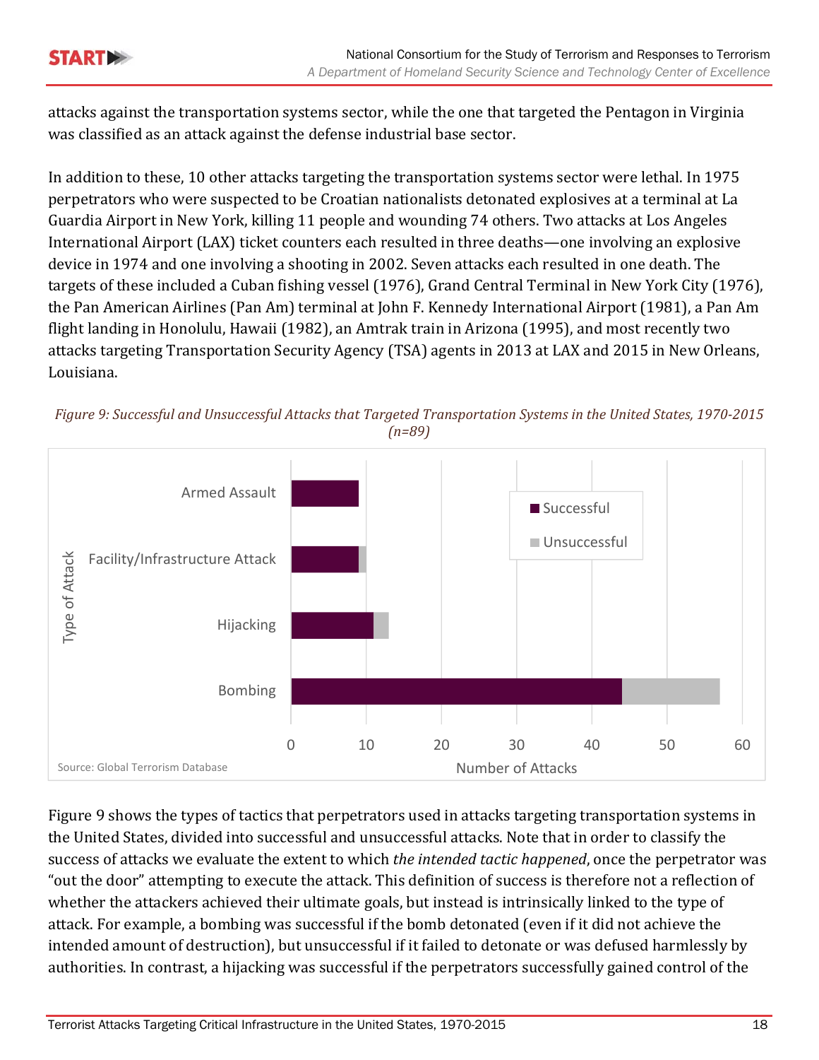attacks against the transportation systems sector, while the one that targeted the Pentagon in Virginia was classified as an attack against the defense industrial base sector.

In addition to these, 10 other attacks targeting the transportation systems sector were lethal. In 1975 perpetrators who were suspected to be Croatian nationalists detonated explosives at a terminal at La Guardia Airport in New York, killing 11 people and wounding 74 others. Two attacks at Los Angeles International Airport (LAX) ticket counters each resulted in three deaths—one involving an explosive device in 1974 and one involving a shooting in 2002. Seven attacks each resulted in one death. The targets of these included a Cuban fishing vessel (1976), Grand Central Terminal in New York City (1976), the Pan American Airlines (Pan Am) terminal at John F. Kennedy International Airport (1981), a Pan Am flight landing in Honolulu, Hawaii (1982), an Amtrak train in Arizona (1995), and most recently two attacks targeting Transportation Security Agency (TSA) agents in 2013 at LAX and 2015 in New Orleans, Louisiana.

*Figure 9: Successful and Unsuccessful Attacks that Targeted Transportation Systems in the United States, 1970-2015 (n=89)*

Source: Global Terrorism Database

Figure 9 shows the types of tactics that perpetrators used in attacks targeting transportation systems in the United States, divided into successful and unsuccessful attacks. Note that in order to classify the success of attacks we evaluate the extent to which *the intended tactic happened*, once the perpetrator was "out the door" attempting to execute the attack. This definition of success is therefore not a reflection of whether the attackers achieved their ultimate goals, but instead is intrinsically linked to the type of attack. For example, a bombing was successful if the bomb detonated (even if it did not achieve the intended amount of destruction), but unsuccessful if it failed to detonate or was defused harmlessly by authorities. In contrast, a hijacking was successful if the perpetrators successfully gained control of the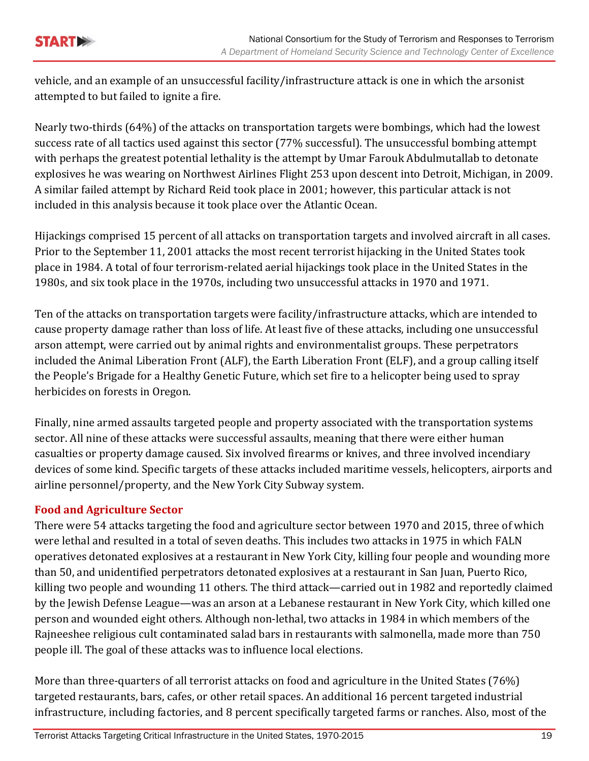vehicle, and an example of an unsuccessful facility/infrastructure attack is one in which the arsonist attempted to but failed to ignite a fire.

Nearly two-thirds (64%) of the attacks on transportation targets were bombings, which had the lowest success rate of all tactics used against this sector (77% successful). The unsuccessful bombing attempt with perhaps the greatest potential lethality is the attempt by Umar Farouk Abdulmutallab to detonate explosives he was wearing on Northwest Airlines Flight 253 upon descent into Detroit, Michigan, in 2009. A similar failed attempt by Richard Reid took place in 2001; however, this particular attack is not included in this analysis because it took place over the Atlantic Ocean.

Hijackings comprised 15 percent of all attacks on transportation targets and involved aircraft in all cases. Prior to the September 11, 2001 attacks the most recent terrorist hijacking in the United States took place in 1984. A total of four terrorism-related aerial hijackings took place in the United States in the 1980s, and six took place in the 1970s, including two unsuccessful attacks in 1970 and 1971.

Ten of the attacks on transportation targets were facility/infrastructure attacks, which are intended to cause property damage rather than loss of life. At least five of these attacks, including one unsuccessful arson attempt, were carried out by animal rights and environmentalist groups. These perpetrators included the Animal Liberation Front (ALF), the Earth Liberation Front (ELF), and a group calling itself the People's Brigade for a Healthy Genetic Future, which set fire to a helicopter being used to spray herbicides on forests in Oregon.

Finally, nine armed assaults targeted people and property associated with the transportation systems sector. All nine of these attacks were successful assaults, meaning that there were either human casualties or property damage caused. Six involved firearms or knives, and three involved incendiary devices of some kind. Specific targets of these attacks included maritime vessels, helicopters, airports and airline personnel/property, and the New York City Subway system.

### Food and Agriculture Sector

There were 54 attacks targeting the food and agriculture sector between 1970 and 2015, three of which were lethal and resulted in a total of seven deaths. This includes two attacks in 1975 in which FALN operatives detonated explosives at a restaurant in New York City, killing four people and wounding more than 50, and unidentified perpetrators detonated explosives at a restaurant in San Juan, Puerto Rico, killing two people and wounding 11 others. The third attack—carried out in 1982 and reportedly claimed by the Jewish Defense League—was an arson at a Lebanese restaurant in New York City, which killed one person and wounded eight others. Although non-lethal, two attacks in 1984 in which members of the Rajneeshee religious cult contaminated salad bars in restaurants with salmonella, made more than 750 people ill. The goal of these attacks was to influence local elections.

More than three-quarters of all terrorist attacks on food and agriculture in the United States (76%) targeted restaurants, bars, cafes, or other retail spaces. An additional 16 percent targeted industrial infrastructure, including factories, and 8 percent specifically targeted farms or ranches. Also, most of the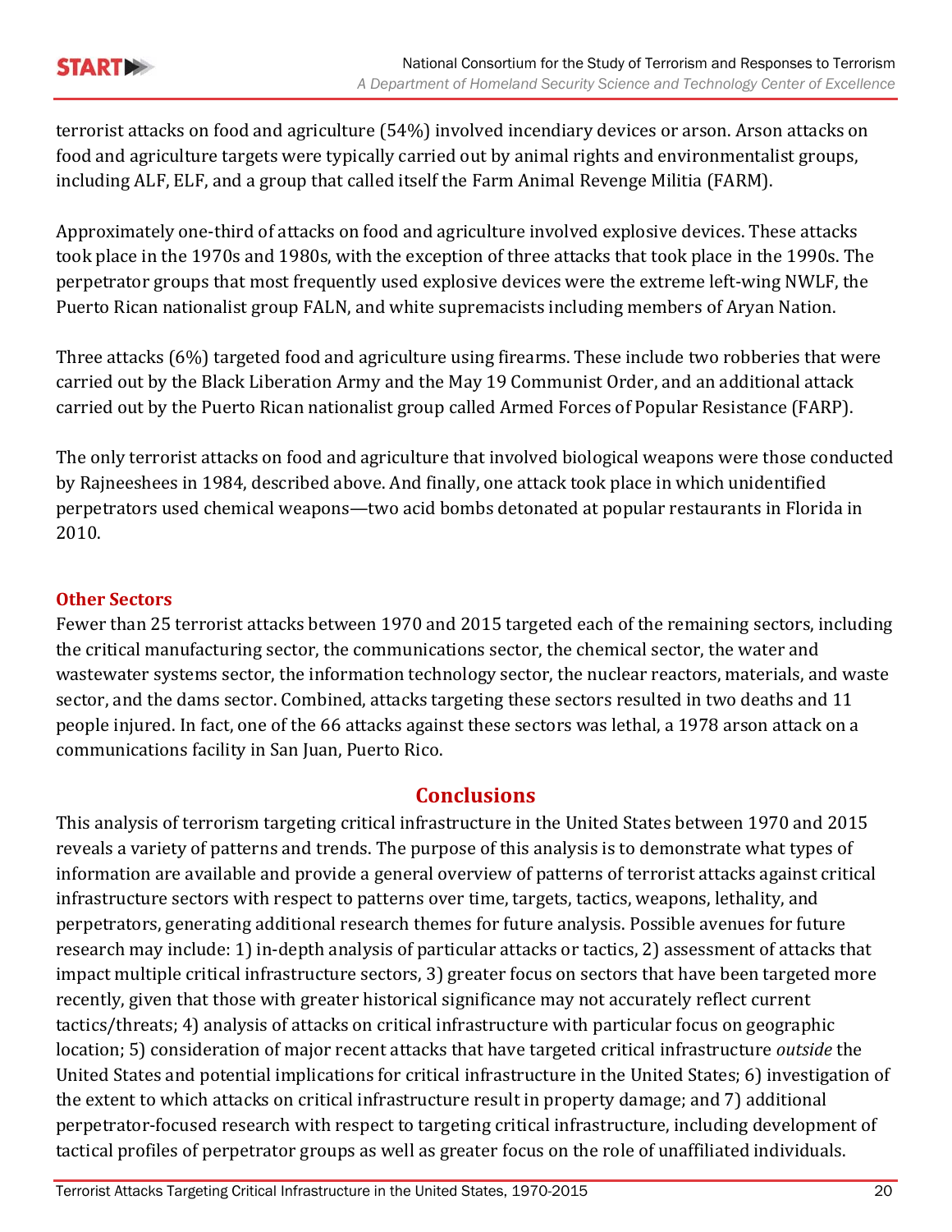terrorist attacks on food and agriculture (54%) involved incendiary devices or arson. Arson attacks on food and agriculture targets were typically carried out by animal rights and environmentalist groups, including ALF, ELF, and a group that called itself the Farm Animal Revenge Militia (FARM).

Approximately one-third of attacks on food and agriculture involved explosive devices. These attacks took place in the 1970s and 1980s, with the exception of three attacks that took place in the 1990s. The perpetrator groups that most frequently used explosive devices were the extreme left-wing NWLF, the Puerto Rican nationalist group FALN, and white supremacists including members of Aryan Nation.

Three attacks (6%) targeted food and agriculture using firearms. These include two robberies that were carried out by the Black Liberation Army and the May 19 Communist Order, and an additional attack carried out by the Puerto Rican nationalist group called Armed Forces of Popular Resistance (FARP).

The only terrorist attacks on food and agriculture that involved biological weapons were those conducted by Rajneeshees in 1984, described above. And finally, one attack took place in which unidentified perpetrators used chemical weapons—two acid bombs detonated at popular restaurants in Florida in 2010.

### Other Sectors

Fewer than 25 terrorist attacks between 1970 and 2015 targeted each of the remaining sectors, including the critical manufacturing sector, the communications sector, the chemical sector, the water and wastewater systems sector, the information technology sector, the nuclear reactors, materials, and waste sector, and the dams sector. Combined, attacks targeting these sectors resulted in two deaths and 11 people injured. In fact, one of the 66 attacks against these sectors was lethal, a 1978 arson attack on a communications facility in San Juan, Puerto Rico.

## Conclusions

This analysis of terrorism targeting critical infrastructure in the United States between 1970 and 2015 reveals a variety of patterns and trends. The purpose of this analysis is to demonstrate what types of information are available and provide a general overview of patterns of terrorist attacks against critical infrastructure sectors with respect to patterns over time, targets, tactics, weapons, lethality, and perpetrators, generating additional research themes for future analysis. Possible avenues for future research may include: 1) in-depth analysis of particular attacks or tactics, 2) assessment of attacks that impact multiple critical infrastructure sectors, 3) greater focus on sectors that have been targeted more recently, given that those with greater historical significance may not accurately reflect current tactics/threats; 4) analysis of attacks on critical infrastructure with particular focus on geographic location; 5) consideration of major recent attacks that have targeted critical infrastructure *outside* the United States and potential implications for critical infrastructure in the United States; 6) investigation of the extent to which attacks on critical infrastructure result in property damage; and 7) additional perpetrator-focused research with respect to targeting critical infrastructure, including development of tactical profiles of perpetrator groups as well as greater focus on the role of unaffiliated individuals.